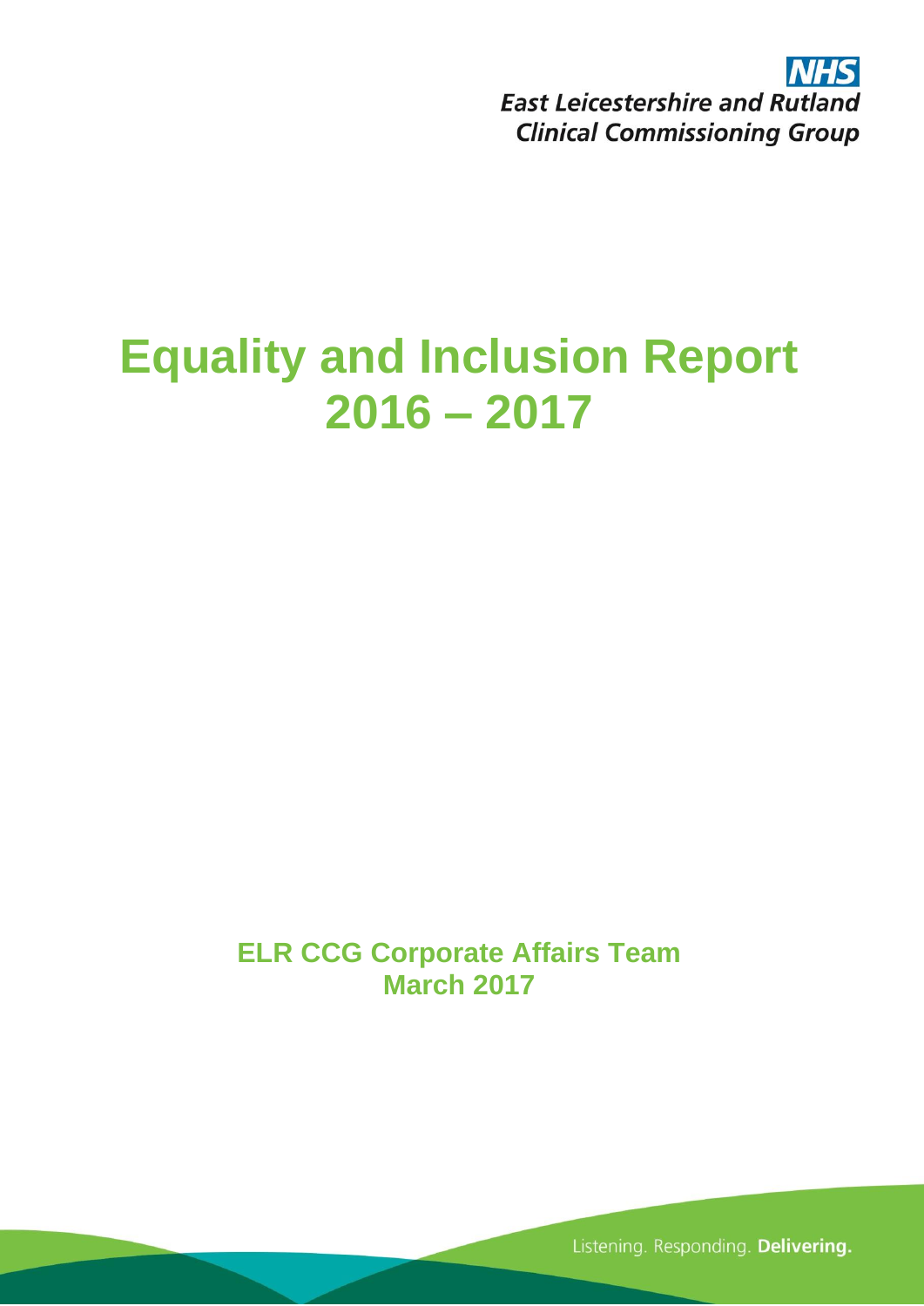NHS
East Leicestershire and Rutland
Clinical Commissioning Group

# Equality and Inclusion Report 2016 – 2017

**ELR CCG Corporate Affairs Team**
**March 2017**

Listening. Responding. **Delivering.**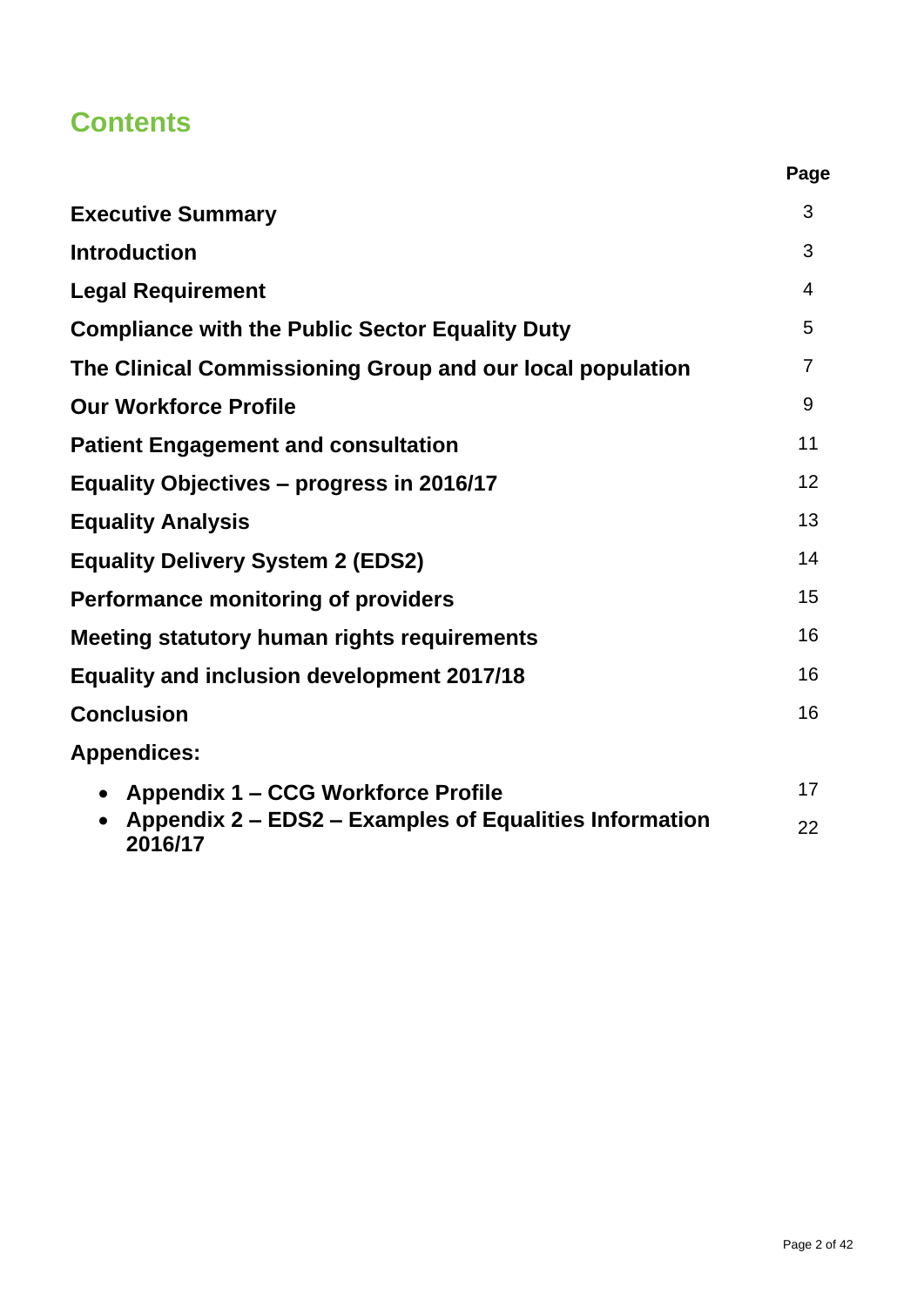## Contents

| | Page |
|---|---|
| **Executive Summary** | 3 |
| **Introduction** | 3 |
| **Legal Requirement** | 4 |
| **Compliance with the Public Sector Equality Duty** | 5 |
| **The Clinical Commissioning Group and our local population** | 7 |
| **Our Workforce Profile** | 9 |
| **Patient Engagement and consultation** | 11 |
| **Equality Objectives – progress in 2016/17** | 12 |
| **Equality Analysis** | 13 |
| **Equality Delivery System 2 (EDS2)** | 14 |
| **Performance monitoring of providers** | 15 |
| **Meeting statutory human rights requirements** | 16 |
| **Equality and inclusion development 2017/18** | 16 |
| **Conclusion** | 16 |
| **Appendices:** | |
| • **Appendix 1 – CCG Workforce Profile** | 17 |
| • **Appendix 2 – EDS2 – Examples of Equalities Information 2016/17** | 22 |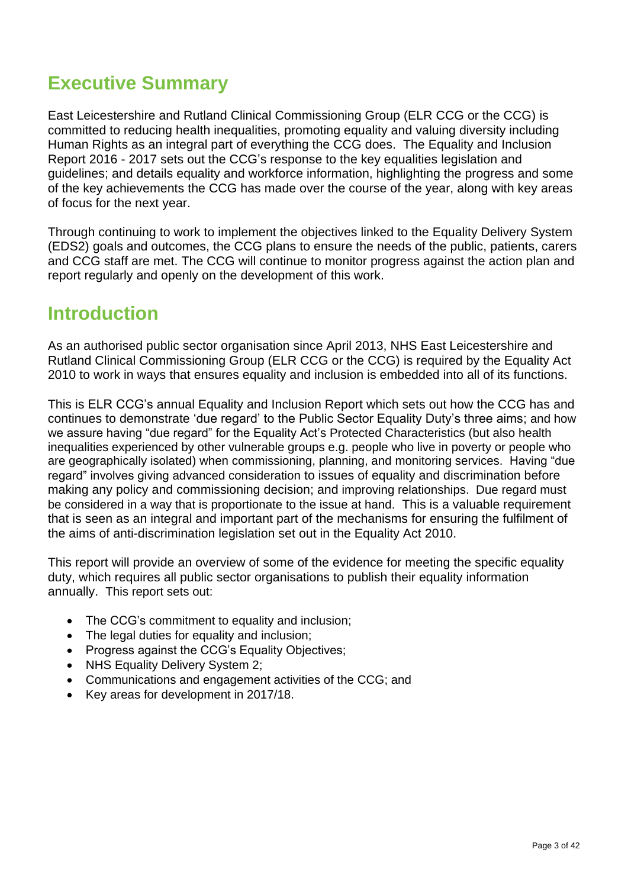# Executive Summary

East Leicestershire and Rutland Clinical Commissioning Group (ELR CCG or the CCG) is committed to reducing health inequalities, promoting equality and valuing diversity including Human Rights as an integral part of everything the CCG does. The Equality and Inclusion Report 2016 - 2017 sets out the CCG's response to the key equalities legislation and guidelines; and details equality and workforce information, highlighting the progress and some of the key achievements the CCG has made over the course of the year, along with key areas of focus for the next year.

Through continuing to work to implement the objectives linked to the Equality Delivery System (EDS2) goals and outcomes, the CCG plans to ensure the needs of the public, patients, carers and CCG staff are met. The CCG will continue to monitor progress against the action plan and report regularly and openly on the development of this work.

# Introduction

As an authorised public sector organisation since April 2013, NHS East Leicestershire and Rutland Clinical Commissioning Group (ELR CCG or the CCG) is required by the Equality Act 2010 to work in ways that ensures equality and inclusion is embedded into all of its functions.

This is ELR CCG's annual Equality and Inclusion Report which sets out how the CCG has and continues to demonstrate 'due regard' to the Public Sector Equality Duty's three aims; and how we assure having "due regard" for the Equality Act's Protected Characteristics (but also health inequalities experienced by other vulnerable groups e.g. people who live in poverty or people who are geographically isolated) when commissioning, planning, and monitoring services. Having "due regard" involves giving advanced consideration to issues of equality and discrimination before making any policy and commissioning decision; and improving relationships. Due regard must be considered in a way that is proportionate to the issue at hand. This is a valuable requirement that is seen as an integral and important part of the mechanisms for ensuring the fulfilment of the aims of anti-discrimination legislation set out in the Equality Act 2010.

This report will provide an overview of some of the evidence for meeting the specific equality duty, which requires all public sector organisations to publish their equality information annually. This report sets out:

- The CCG's commitment to equality and inclusion;
- The legal duties for equality and inclusion;
- Progress against the CCG's Equality Objectives;
- NHS Equality Delivery System 2;
- Communications and engagement activities of the CCG; and
- Key areas for development in 2017/18.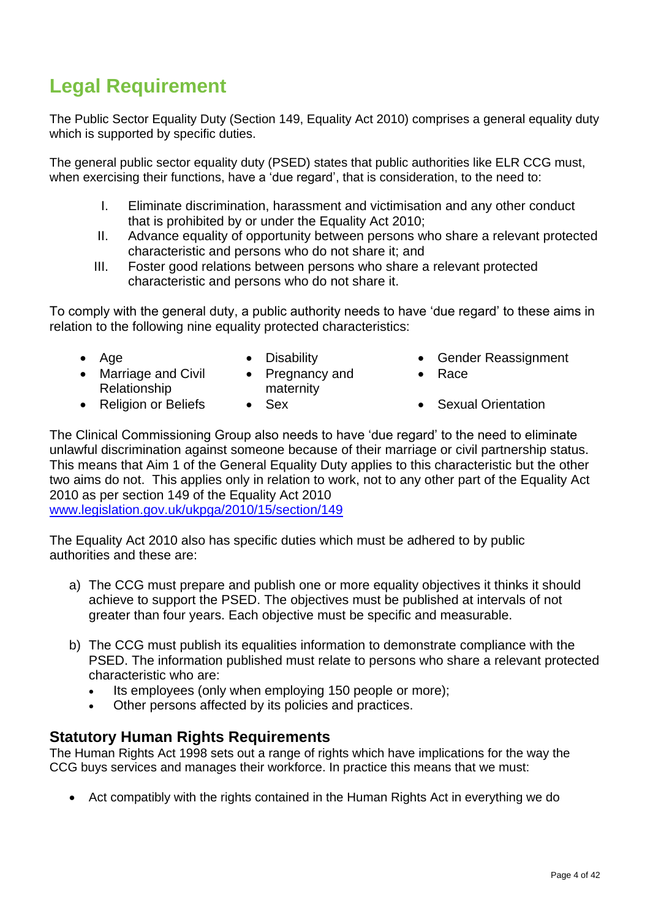## Legal Requirement

The Public Sector Equality Duty (Section 149, Equality Act 2010) comprises a general equality duty which is supported by specific duties.

The general public sector equality duty (PSED) states that public authorities like ELR CCG must, when exercising their functions, have a 'due regard', that is consideration, to the need to:

I. Eliminate discrimination, harassment and victimisation and any other conduct that is prohibited by or under the Equality Act 2010;
II. Advance equality of opportunity between persons who share a relevant protected characteristic and persons who do not share it; and
III. Foster good relations between persons who share a relevant protected characteristic and persons who do not share it.

To comply with the general duty, a public authority needs to have 'due regard' to these aims in relation to the following nine equality protected characteristics:

- Age
- Disability
- Gender Reassignment
- Marriage and Civil Relationship
- Pregnancy and maternity
- Race
- Religion or Beliefs
- Sex
- Sexual Orientation

The Clinical Commissioning Group also needs to have 'due regard' to the need to eliminate unlawful discrimination against someone because of their marriage or civil partnership status. This means that Aim 1 of the General Equality Duty applies to this characteristic but the other two aims do not. This applies only in relation to work, not to any other part of the Equality Act 2010 as per section 149 of the Equality Act 2010
www.legislation.gov.uk/ukpga/2010/15/section/149

The Equality Act 2010 also has specific duties which must be adhered to by public authorities and these are:

a) The CCG must prepare and publish one or more equality objectives it thinks it should achieve to support the PSED. The objectives must be published at intervals of not greater than four years. Each objective must be specific and measurable.

b) The CCG must publish its equalities information to demonstrate compliance with the PSED. The information published must relate to persons who share a relevant protected characteristic who are:
   - Its employees (only when employing 150 people or more);
   - Other persons affected by its policies and practices.

### Statutory Human Rights Requirements

The Human Rights Act 1998 sets out a range of rights which have implications for the way the CCG buys services and manages their workforce. In practice this means that we must:

- Act compatibly with the rights contained in the Human Rights Act in everything we do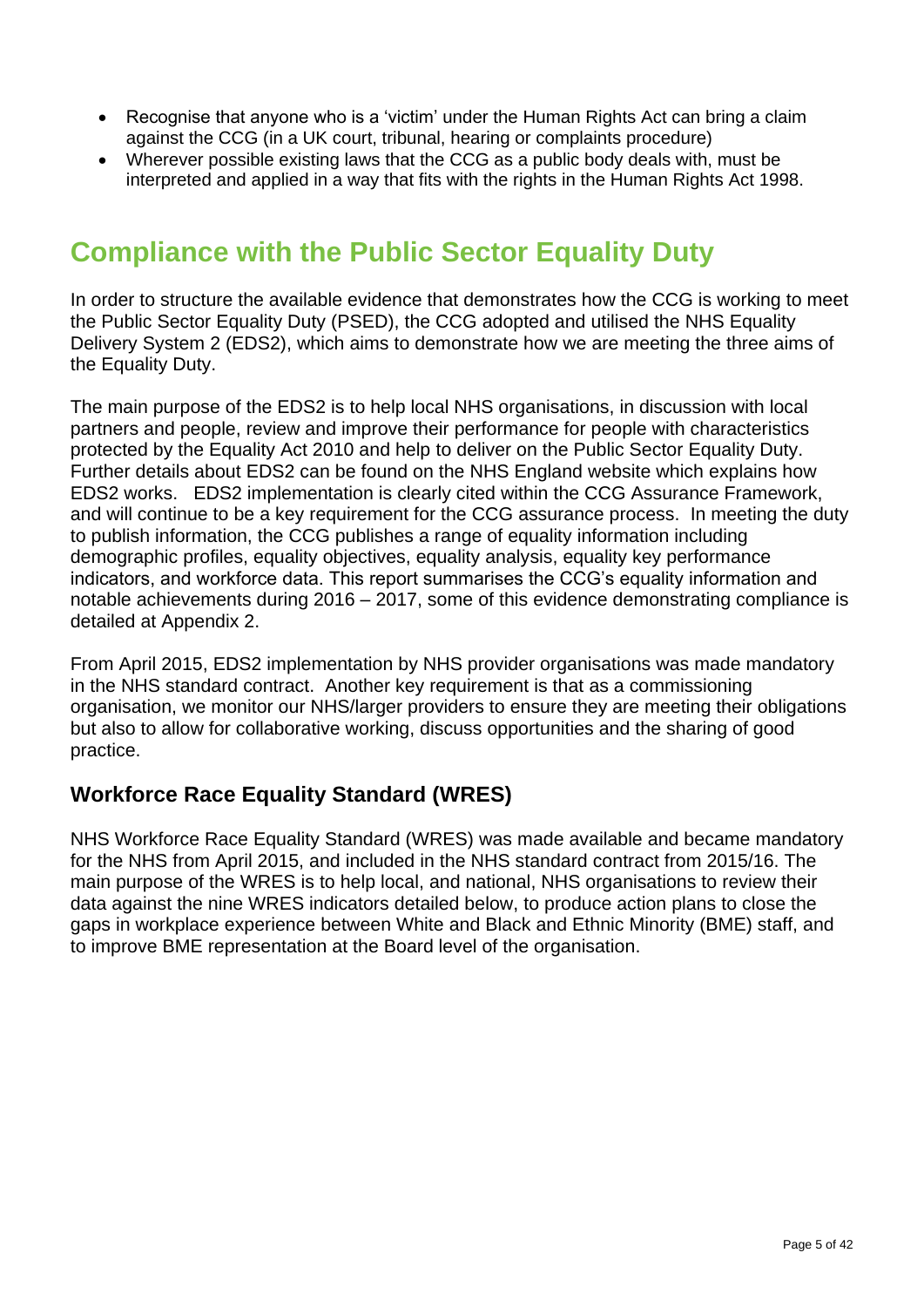- Recognise that anyone who is a 'victim' under the Human Rights Act can bring a claim against the CCG (in a UK court, tribunal, hearing or complaints procedure)
- Wherever possible existing laws that the CCG as a public body deals with, must be interpreted and applied in a way that fits with the rights in the Human Rights Act 1998.

# Compliance with the Public Sector Equality Duty

In order to structure the available evidence that demonstrates how the CCG is working to meet the Public Sector Equality Duty (PSED), the CCG adopted and utilised the NHS Equality Delivery System 2 (EDS2), which aims to demonstrate how we are meeting the three aims of the Equality Duty.

The main purpose of the EDS2 is to help local NHS organisations, in discussion with local partners and people, review and improve their performance for people with characteristics protected by the Equality Act 2010 and help to deliver on the Public Sector Equality Duty. Further details about EDS2 can be found on the NHS England website which explains how EDS2 works. EDS2 implementation is clearly cited within the CCG Assurance Framework, and will continue to be a key requirement for the CCG assurance process. In meeting the duty to publish information, the CCG publishes a range of equality information including demographic profiles, equality objectives, equality analysis, equality key performance indicators, and workforce data. This report summarises the CCG's equality information and notable achievements during 2016 – 2017, some of this evidence demonstrating compliance is detailed at Appendix 2.

From April 2015, EDS2 implementation by NHS provider organisations was made mandatory in the NHS standard contract. Another key requirement is that as a commissioning organisation, we monitor our NHS/larger providers to ensure they are meeting their obligations but also to allow for collaborative working, discuss opportunities and the sharing of good practice.

## Workforce Race Equality Standard (WRES)

NHS Workforce Race Equality Standard (WRES) was made available and became mandatory for the NHS from April 2015, and included in the NHS standard contract from 2015/16. The main purpose of the WRES is to help local, and national, NHS organisations to review their data against the nine WRES indicators detailed below, to produce action plans to close the gaps in workplace experience between White and Black and Ethnic Minority (BME) staff, and to improve BME representation at the Board level of the organisation.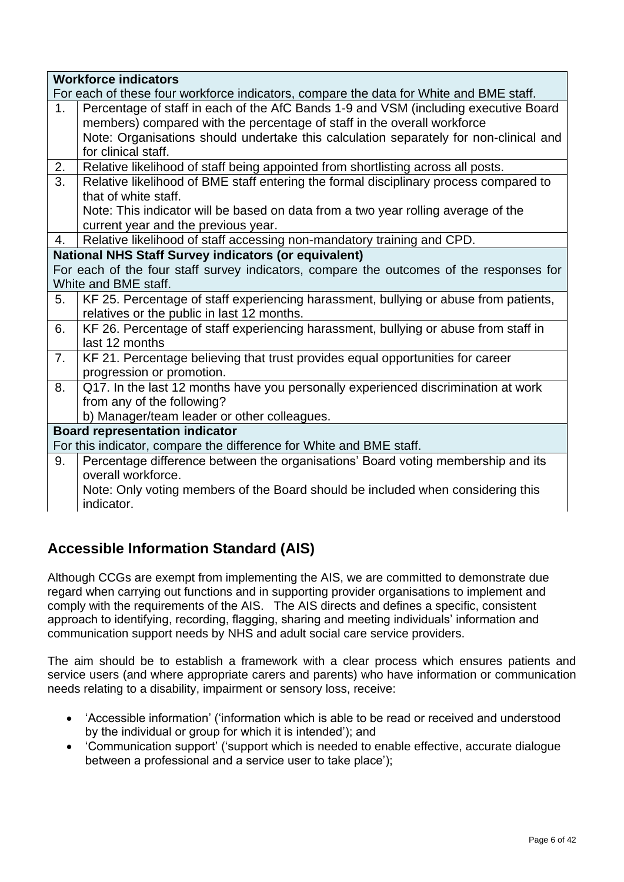| | Workforce indicators<br>For each of these four workforce indicators, compare the data for White and BME staff. |
|---|---|
| 1. | Percentage of staff in each of the AfC Bands 1-9 and VSM (including executive Board members) compared with the percentage of staff in the overall workforce<br>Note: Organisations should undertake this calculation separately for non-clinical and for clinical staff. |
| 2. | Relative likelihood of staff being appointed from shortlisting across all posts. |
| 3. | Relative likelihood of BME staff entering the formal disciplinary process compared to that of white staff.<br>Note: This indicator will be based on data from a two year rolling average of the current year and the previous year. |
| 4. | Relative likelihood of staff accessing non-mandatory training and CPD. |
| | **National NHS Staff Survey indicators (or equivalent)**<br>For each of the four staff survey indicators, compare the outcomes of the responses for White and BME staff. |
| 5. | KF 25. Percentage of staff experiencing harassment, bullying or abuse from patients, relatives or the public in last 12 months. |
| 6. | KF 26. Percentage of staff experiencing harassment, bullying or abuse from staff in last 12 months |
| 7. | KF 21. Percentage believing that trust provides equal opportunities for career progression or promotion. |
| 8. | Q17. In the last 12 months have you personally experienced discrimination at work from any of the following?<br>b) Manager/team leader or other colleagues. |
| | **Board representation indicator**<br>For this indicator, compare the difference for White and BME staff. |
| 9. | Percentage difference between the organisations' Board voting membership and its overall workforce.<br>Note: Only voting members of the Board should be included when considering this indicator. |

## Accessible Information Standard (AIS)

Although CCGs are exempt from implementing the AIS, we are committed to demonstrate due regard when carrying out functions and in supporting provider organisations to implement and comply with the requirements of the AIS. The AIS directs and defines a specific, consistent approach to identifying, recording, flagging, sharing and meeting individuals' information and communication support needs by NHS and adult social care service providers.

The aim should be to establish a framework with a clear process which ensures patients and service users (and where appropriate carers and parents) who have information or communication needs relating to a disability, impairment or sensory loss, receive:

- 'Accessible information' ('information which is able to be read or received and understood by the individual or group for which it is intended'); and
- 'Communication support' ('support which is needed to enable effective, accurate dialogue between a professional and a service user to take place');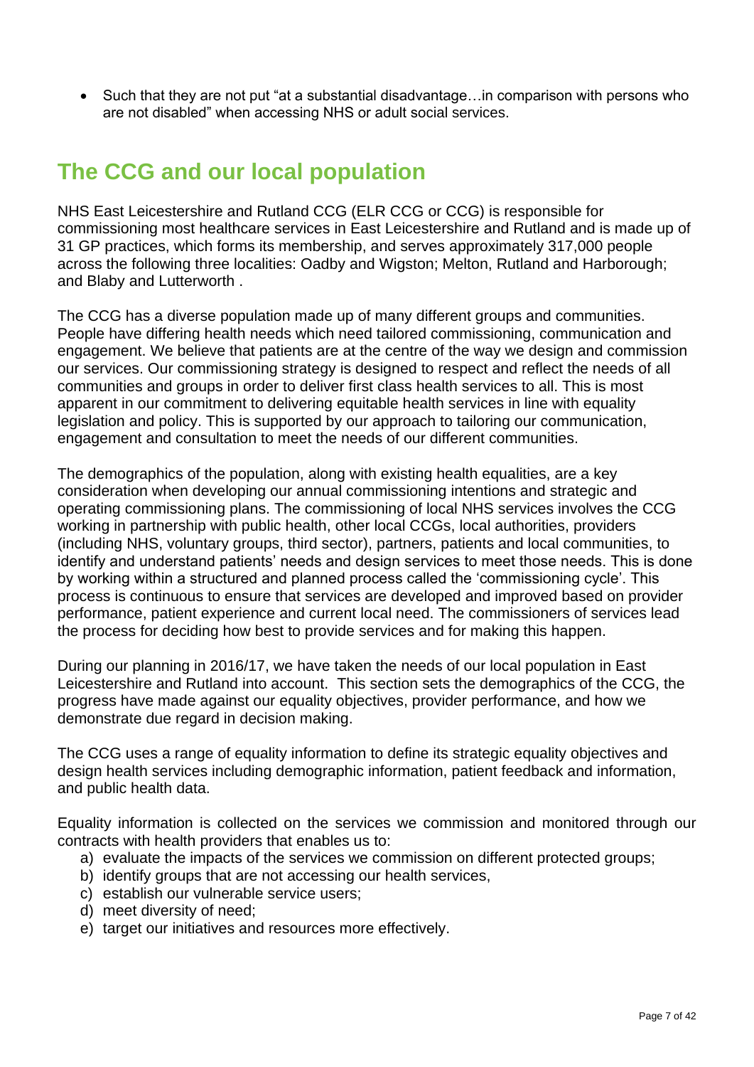- Such that they are not put "at a substantial disadvantage…in comparison with persons who are not disabled" when accessing NHS or adult social services.

## The CCG and our local population

NHS East Leicestershire and Rutland CCG (ELR CCG or CCG) is responsible for commissioning most healthcare services in East Leicestershire and Rutland and is made up of 31 GP practices, which forms its membership, and serves approximately 317,000 people across the following three localities: Oadby and Wigston; Melton, Rutland and Harborough; and Blaby and Lutterworth .

The CCG has a diverse population made up of many different groups and communities. People have differing health needs which need tailored commissioning, communication and engagement. We believe that patients are at the centre of the way we design and commission our services. Our commissioning strategy is designed to respect and reflect the needs of all communities and groups in order to deliver first class health services to all. This is most apparent in our commitment to delivering equitable health services in line with equality legislation and policy. This is supported by our approach to tailoring our communication, engagement and consultation to meet the needs of our different communities.

The demographics of the population, along with existing health equalities, are a key consideration when developing our annual commissioning intentions and strategic and operating commissioning plans. The commissioning of local NHS services involves the CCG working in partnership with public health, other local CCGs, local authorities, providers (including NHS, voluntary groups, third sector), partners, patients and local communities, to identify and understand patients' needs and design services to meet those needs. This is done by working within a structured and planned process called the 'commissioning cycle'. This process is continuous to ensure that services are developed and improved based on provider performance, patient experience and current local need. The commissioners of services lead the process for deciding how best to provide services and for making this happen.

During our planning in 2016/17, we have taken the needs of our local population in East Leicestershire and Rutland into account. This section sets the demographics of the CCG, the progress have made against our equality objectives, provider performance, and how we demonstrate due regard in decision making.

The CCG uses a range of equality information to define its strategic equality objectives and design health services including demographic information, patient feedback and information, and public health data.

Equality information is collected on the services we commission and monitored through our contracts with health providers that enables us to:

a) evaluate the impacts of the services we commission on different protected groups;
b) identify groups that are not accessing our health services,
c) establish our vulnerable service users;
d) meet diversity of need;
e) target our initiatives and resources more effectively.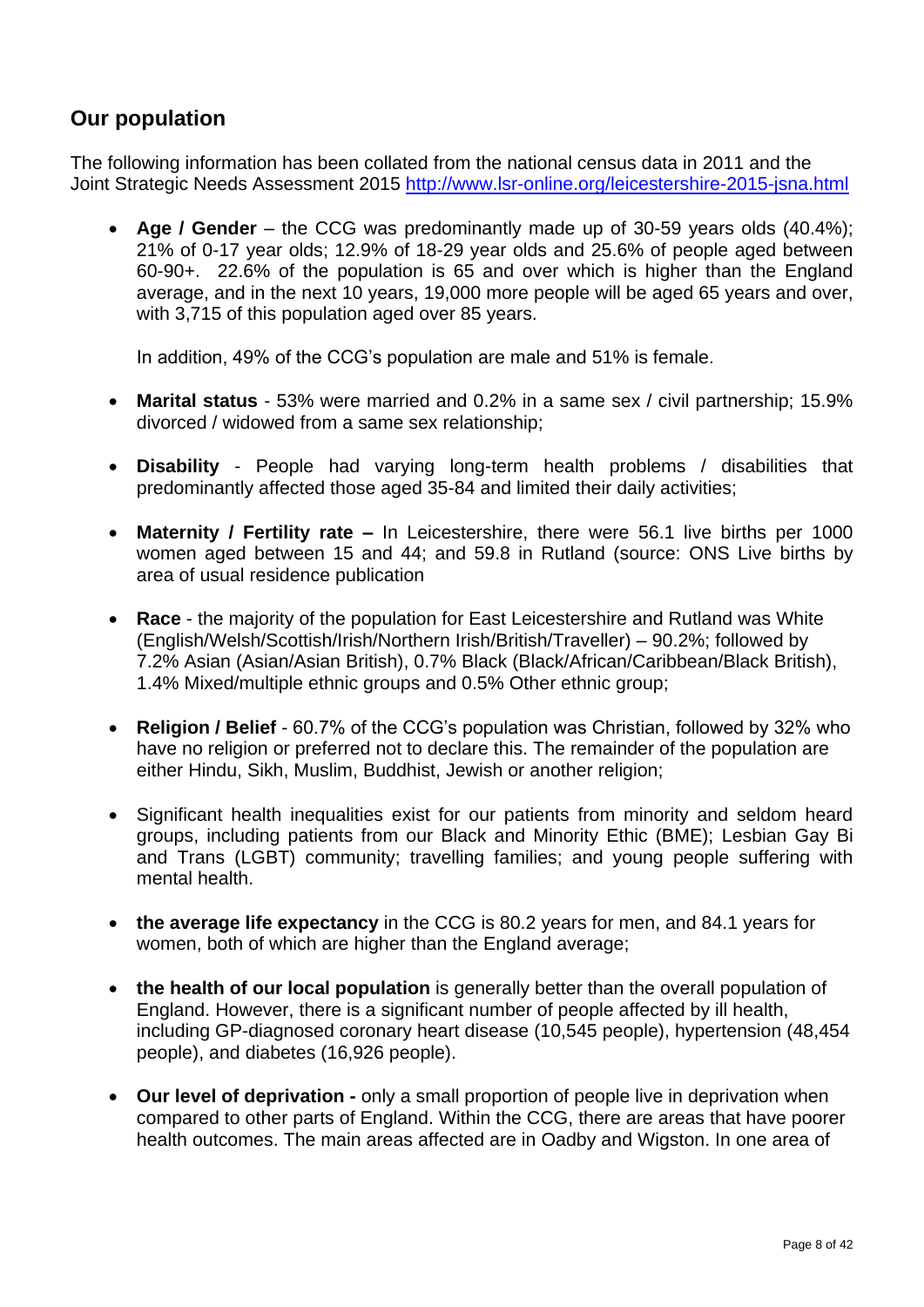## Our population

The following information has been collated from the national census data in 2011 and the Joint Strategic Needs Assessment 2015 http://www.lsr-online.org/leicestershire-2015-jsna.html

- **Age / Gender** – the CCG was predominantly made up of 30-59 years olds (40.4%); 21% of 0-17 year olds; 12.9% of 18-29 year olds and 25.6% of people aged between 60-90+. 22.6% of the population is 65 and over which is higher than the England average, and in the next 10 years, 19,000 more people will be aged 65 years and over, with 3,715 of this population aged over 85 years.

  In addition, 49% of the CCG's population are male and 51% is female.

- **Marital status** - 53% were married and 0.2% in a same sex / civil partnership; 15.9% divorced / widowed from a same sex relationship;

- **Disability** - People had varying long-term health problems / disabilities that predominantly affected those aged 35-84 and limited their daily activities;

- **Maternity / Fertility rate –** In Leicestershire, there were 56.1 live births per 1000 women aged between 15 and 44; and 59.8 in Rutland (source: ONS Live births by area of usual residence publication

- **Race** - the majority of the population for East Leicestershire and Rutland was White (English/Welsh/Scottish/Irish/Northern Irish/British/Traveller) – 90.2%; followed by 7.2% Asian (Asian/Asian British), 0.7% Black (Black/African/Caribbean/Black British), 1.4% Mixed/multiple ethnic groups and 0.5% Other ethnic group;

- **Religion / Belief** - 60.7% of the CCG's population was Christian, followed by 32% who have no religion or preferred not to declare this. The remainder of the population are either Hindu, Sikh, Muslim, Buddhist, Jewish or another religion;

- Significant health inequalities exist for our patients from minority and seldom heard groups, including patients from our Black and Minority Ethic (BME); Lesbian Gay Bi and Trans (LGBT) community; travelling families; and young people suffering with mental health.

- **the average life expectancy** in the CCG is 80.2 years for men, and 84.1 years for women, both of which are higher than the England average;

- **the health of our local population** is generally better than the overall population of England. However, there is a significant number of people affected by ill health, including GP-diagnosed coronary heart disease (10,545 people), hypertension (48,454 people), and diabetes (16,926 people).

- **Our level of deprivation -** only a small proportion of people live in deprivation when compared to other parts of England. Within the CCG, there are areas that have poorer health outcomes. The main areas affected are in Oadby and Wigston. In one area of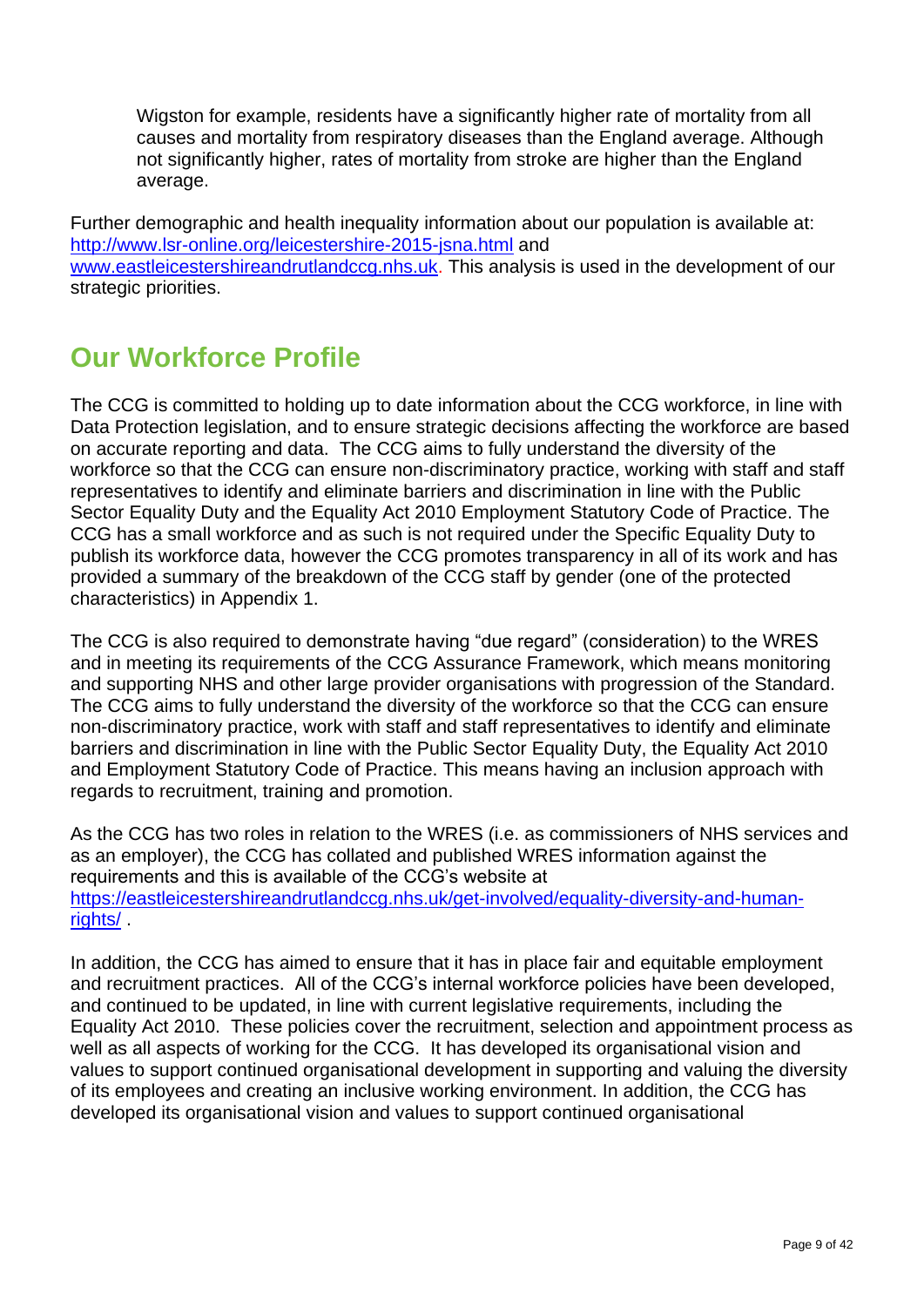Wigston for example, residents have a significantly higher rate of mortality from all causes and mortality from respiratory diseases than the England average. Although not significantly higher, rates of mortality from stroke are higher than the England average.

Further demographic and health inequality information about our population is available at: http://www.lsr-online.org/leicestershire-2015-jsna.html and www.eastleicestershireandrutlandccg.nhs.uk. This analysis is used in the development of our strategic priorities.

## Our Workforce Profile

The CCG is committed to holding up to date information about the CCG workforce, in line with Data Protection legislation, and to ensure strategic decisions affecting the workforce are based on accurate reporting and data. The CCG aims to fully understand the diversity of the workforce so that the CCG can ensure non-discriminatory practice, working with staff and staff representatives to identify and eliminate barriers and discrimination in line with the Public Sector Equality Duty and the Equality Act 2010 Employment Statutory Code of Practice. The CCG has a small workforce and as such is not required under the Specific Equality Duty to publish its workforce data, however the CCG promotes transparency in all of its work and has provided a summary of the breakdown of the CCG staff by gender (one of the protected characteristics) in Appendix 1.

The CCG is also required to demonstrate having "due regard" (consideration) to the WRES and in meeting its requirements of the CCG Assurance Framework, which means monitoring and supporting NHS and other large provider organisations with progression of the Standard. The CCG aims to fully understand the diversity of the workforce so that the CCG can ensure non-discriminatory practice, work with staff and staff representatives to identify and eliminate barriers and discrimination in line with the Public Sector Equality Duty, the Equality Act 2010 and Employment Statutory Code of Practice. This means having an inclusion approach with regards to recruitment, training and promotion.

As the CCG has two roles in relation to the WRES (i.e. as commissioners of NHS services and as an employer), the CCG has collated and published WRES information against the requirements and this is available of the CCG's website at https://eastleicestershireandrutlandccg.nhs.uk/get-involved/equality-diversity-and-human-rights/ .

In addition, the CCG has aimed to ensure that it has in place fair and equitable employment and recruitment practices. All of the CCG's internal workforce policies have been developed, and continued to be updated, in line with current legislative requirements, including the Equality Act 2010. These policies cover the recruitment, selection and appointment process as well as all aspects of working for the CCG. It has developed its organisational vision and values to support continued organisational development in supporting and valuing the diversity of its employees and creating an inclusive working environment. In addition, the CCG has developed its organisational vision and values to support continued organisational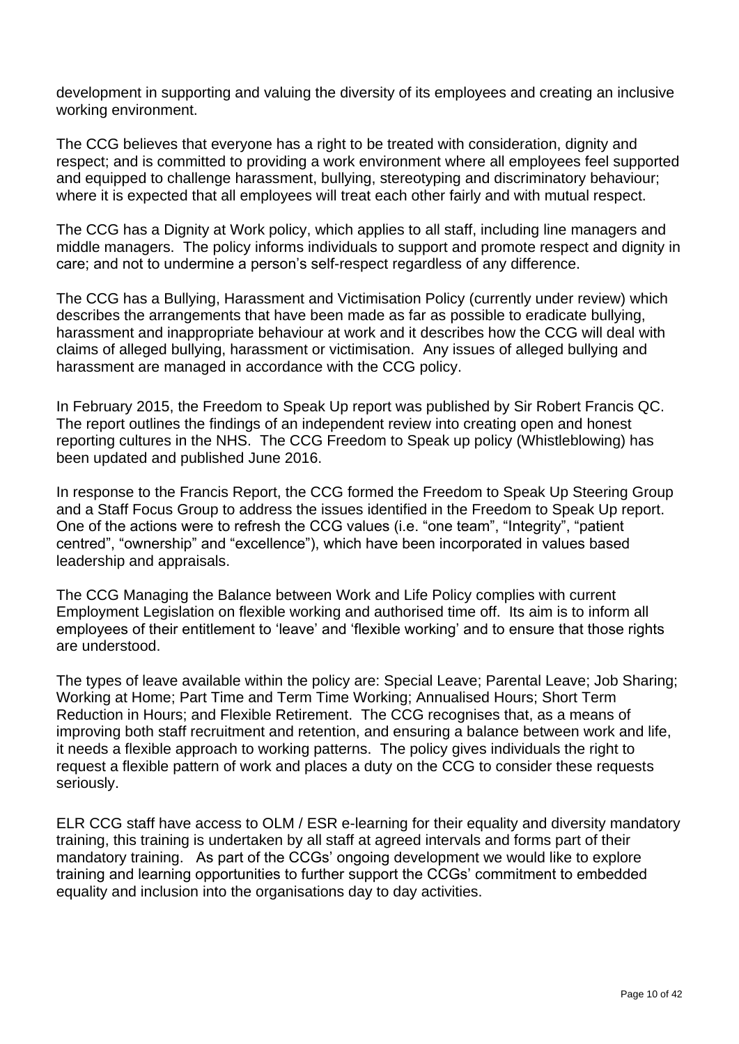development in supporting and valuing the diversity of its employees and creating an inclusive working environment.

The CCG believes that everyone has a right to be treated with consideration, dignity and respect; and is committed to providing a work environment where all employees feel supported and equipped to challenge harassment, bullying, stereotyping and discriminatory behaviour; where it is expected that all employees will treat each other fairly and with mutual respect.

The CCG has a Dignity at Work policy, which applies to all staff, including line managers and middle managers. The policy informs individuals to support and promote respect and dignity in care; and not to undermine a person's self-respect regardless of any difference.

The CCG has a Bullying, Harassment and Victimisation Policy (currently under review) which describes the arrangements that have been made as far as possible to eradicate bullying, harassment and inappropriate behaviour at work and it describes how the CCG will deal with claims of alleged bullying, harassment or victimisation. Any issues of alleged bullying and harassment are managed in accordance with the CCG policy.

In February 2015, the Freedom to Speak Up report was published by Sir Robert Francis QC. The report outlines the findings of an independent review into creating open and honest reporting cultures in the NHS. The CCG Freedom to Speak up policy (Whistleblowing) has been updated and published June 2016.

In response to the Francis Report, the CCG formed the Freedom to Speak Up Steering Group and a Staff Focus Group to address the issues identified in the Freedom to Speak Up report. One of the actions were to refresh the CCG values (i.e. "one team", "Integrity", "patient centred", "ownership" and "excellence"), which have been incorporated in values based leadership and appraisals.

The CCG Managing the Balance between Work and Life Policy complies with current Employment Legislation on flexible working and authorised time off. Its aim is to inform all employees of their entitlement to 'leave' and 'flexible working' and to ensure that those rights are understood.

The types of leave available within the policy are: Special Leave; Parental Leave; Job Sharing; Working at Home; Part Time and Term Time Working; Annualised Hours; Short Term Reduction in Hours; and Flexible Retirement. The CCG recognises that, as a means of improving both staff recruitment and retention, and ensuring a balance between work and life, it needs a flexible approach to working patterns. The policy gives individuals the right to request a flexible pattern of work and places a duty on the CCG to consider these requests seriously.

ELR CCG staff have access to OLM / ESR e-learning for their equality and diversity mandatory training, this training is undertaken by all staff at agreed intervals and forms part of their mandatory training. As part of the CCGs' ongoing development we would like to explore training and learning opportunities to further support the CCGs' commitment to embedded equality and inclusion into the organisations day to day activities.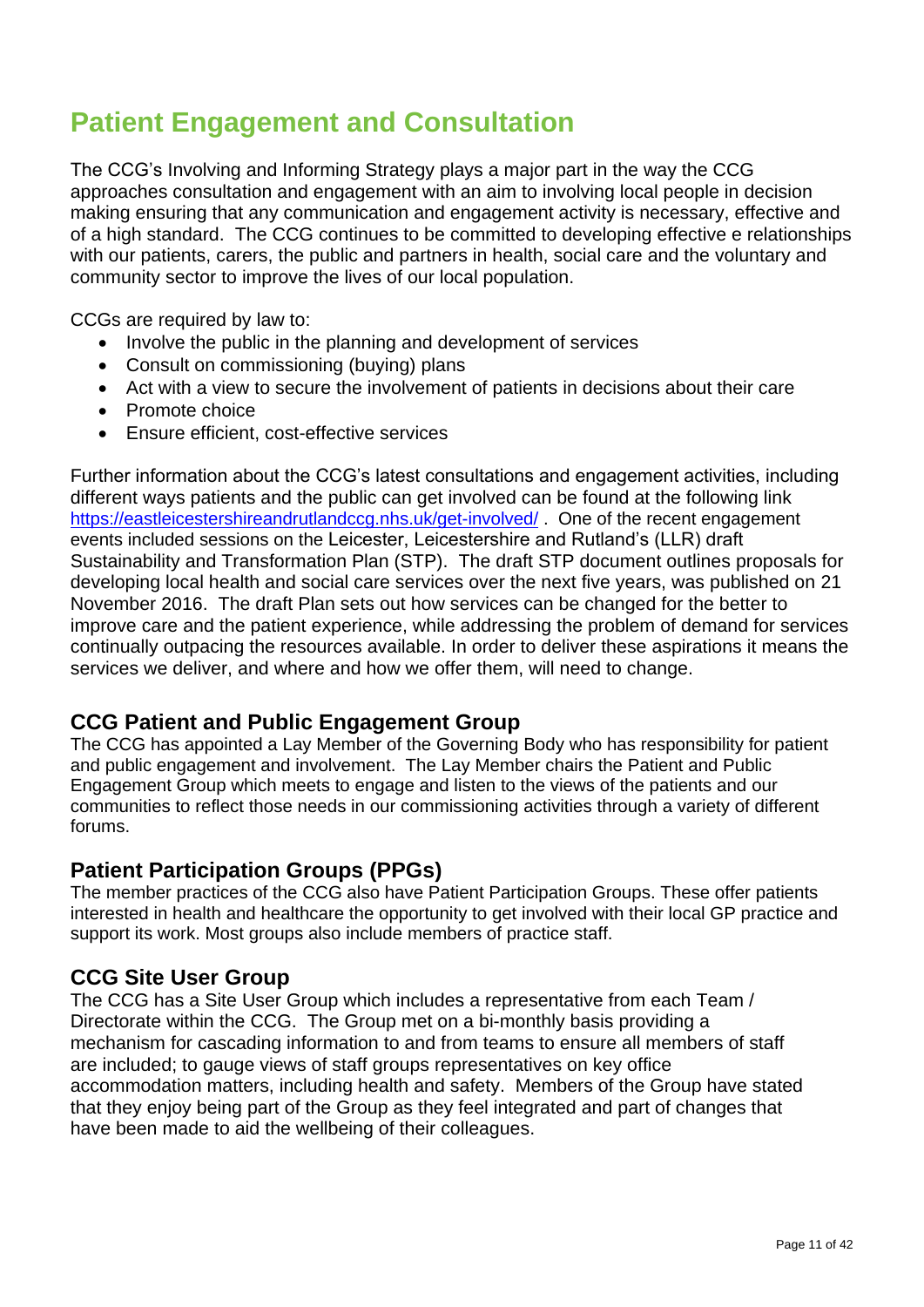# Patient Engagement and Consultation

The CCG's Involving and Informing Strategy plays a major part in the way the CCG approaches consultation and engagement with an aim to involving local people in decision making ensuring that any communication and engagement activity is necessary, effective and of a high standard. The CCG continues to be committed to developing effective e relationships with our patients, carers, the public and partners in health, social care and the voluntary and community sector to improve the lives of our local population.

CCGs are required by law to:

- Involve the public in the planning and development of services
- Consult on commissioning (buying) plans
- Act with a view to secure the involvement of patients in decisions about their care
- Promote choice
- Ensure efficient, cost-effective services

Further information about the CCG's latest consultations and engagement activities, including different ways patients and the public can get involved can be found at the following link [https://eastleicestershireandrutlandccg.nhs.uk/get-involved/](https://eastleicestershireandrutlandccg.nhs.uk/get-involved/) . One of the recent engagement events included sessions on the Leicester, Leicestershire and Rutland's (LLR) draft Sustainability and Transformation Plan (STP). The draft STP document outlines proposals for developing local health and social care services over the next five years, was published on 21 November 2016. The draft Plan sets out how services can be changed for the better to improve care and the patient experience, while addressing the problem of demand for services continually outpacing the resources available. In order to deliver these aspirations it means the services we deliver, and where and how we offer them, will need to change.

## CCG Patient and Public Engagement Group

The CCG has appointed a Lay Member of the Governing Body who has responsibility for patient and public engagement and involvement. The Lay Member chairs the Patient and Public Engagement Group which meets to engage and listen to the views of the patients and our communities to reflect those needs in our commissioning activities through a variety of different forums.

## Patient Participation Groups (PPGs)

The member practices of the CCG also have Patient Participation Groups. These offer patients interested in health and healthcare the opportunity to get involved with their local GP practice and support its work. Most groups also include members of practice staff.

## CCG Site User Group

The CCG has a Site User Group which includes a representative from each Team / Directorate within the CCG. The Group met on a bi-monthly basis providing a mechanism for cascading information to and from teams to ensure all members of staff are included; to gauge views of staff groups representatives on key office accommodation matters, including health and safety. Members of the Group have stated that they enjoy being part of the Group as they feel integrated and part of changes that have been made to aid the wellbeing of their colleagues.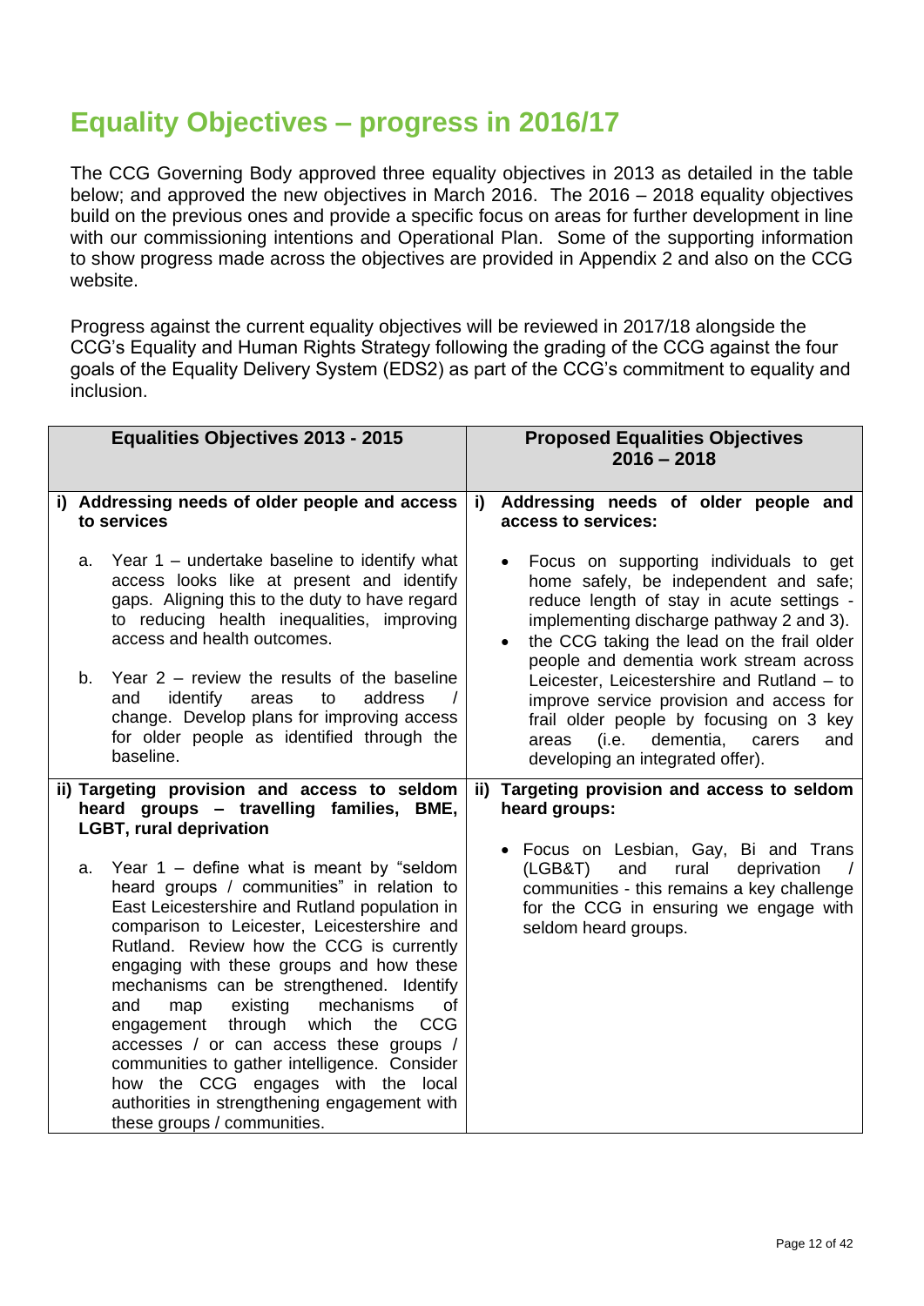# Equality Objectives – progress in 2016/17

The CCG Governing Body approved three equality objectives in 2013 as detailed in the table below; and approved the new objectives in March 2016. The 2016 – 2018 equality objectives build on the previous ones and provide a specific focus on areas for further development in line with our commissioning intentions and Operational Plan. Some of the supporting information to show progress made across the objectives are provided in Appendix 2 and also on the CCG website.

Progress against the current equality objectives will be reviewed in 2017/18 alongside the CCG's Equality and Human Rights Strategy following the grading of the CCG against the four goals of the Equality Delivery System (EDS2) as part of the CCG's commitment to equality and inclusion.

| Equalities Objectives 2013 - 2015 | Proposed Equalities Objectives 2016 – 2018 |
|---|---|
| **i) Addressing needs of older people and access to services**<br><br>a. Year 1 – undertake baseline to identify what access looks like at present and identify gaps. Aligning this to the duty to have regard to reducing health inequalities, improving access and health outcomes.<br><br>b. Year 2 – review the results of the baseline and identify areas to address / change. Develop plans for improving access for older people as identified through the baseline. | **i) Addressing needs of older people and access to services:**<br><br>• Focus on supporting individuals to get home safely, be independent and safe; reduce length of stay in acute settings - implementing discharge pathway 2 and 3).<br>• the CCG taking the lead on the frail older people and dementia work stream across Leicester, Leicestershire and Rutland – to improve service provision and access for frail older people by focusing on 3 key areas (i.e. dementia, carers and developing an integrated offer). |
| **ii) Targeting provision and access to seldom heard groups – travelling families, BME, LGBT, rural deprivation**<br><br>a. Year 1 – define what is meant by "seldom heard groups / communities" in relation to East Leicestershire and Rutland population in comparison to Leicester, Leicestershire and Rutland. Review how the CCG is currently engaging with these groups and how these mechanisms can be strengthened. Identify and map existing mechanisms of engagement through which the CCG accesses / or can access these groups / communities to gather intelligence. Consider how the CCG engages with the local authorities in strengthening engagement with these groups / communities. | **ii) Targeting provision and access to seldom heard groups:**<br><br>• Focus on Lesbian, Gay, Bi and Trans (LGB&T) and rural deprivation / communities - this remains a key challenge for the CCG in ensuring we engage with seldom heard groups. |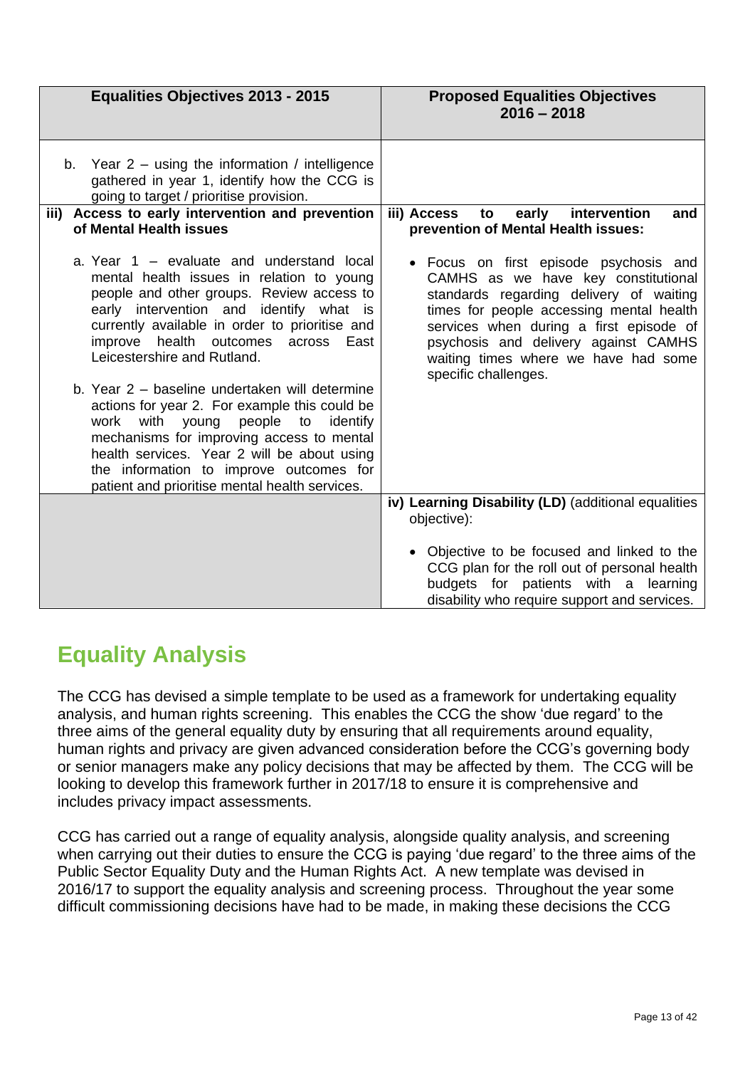| Equalities Objectives 2013 - 2015 | Proposed Equalities Objectives 2016 – 2018 |
|---|---|
| b. Year 2 – using the information / intelligence gathered in year 1, identify how the CCG is going to target / prioritise provision. | |
| **iii) Access to early intervention and prevention of Mental Health issues**<br><br>a. Year 1 – evaluate and understand local mental health issues in relation to young people and other groups. Review access to early intervention and identify what is currently available in order to prioritise and improve health outcomes across East Leicestershire and Rutland.<br><br>b. Year 2 – baseline undertaken will determine actions for year 2. For example this could be work with young people to identify mechanisms for improving access to mental health services. Year 2 will be about using the information to improve outcomes for patient and prioritise mental health services. | **iii) Access to early intervention and prevention of Mental Health issues:**<br><br>• Focus on first episode psychosis and CAMHS as we have key constitutional standards regarding delivery of waiting times for people accessing mental health services when during a first episode of psychosis and delivery against CAMHS waiting times where we have had some specific challenges. |
| | **iv) Learning Disability (LD)** (additional equalities objective):<br><br>• Objective to be focused and linked to the CCG plan for the roll out of personal health budgets for patients with a learning disability who require support and services. |

## Equality Analysis

The CCG has devised a simple template to be used as a framework for undertaking equality analysis, and human rights screening. This enables the CCG the show 'due regard' to the three aims of the general equality duty by ensuring that all requirements around equality, human rights and privacy are given advanced consideration before the CCG's governing body or senior managers make any policy decisions that may be affected by them. The CCG will be looking to develop this framework further in 2017/18 to ensure it is comprehensive and includes privacy impact assessments.

CCG has carried out a range of equality analysis, alongside quality analysis, and screening when carrying out their duties to ensure the CCG is paying 'due regard' to the three aims of the Public Sector Equality Duty and the Human Rights Act. A new template was devised in 2016/17 to support the equality analysis and screening process. Throughout the year some difficult commissioning decisions have had to be made, in making these decisions the CCG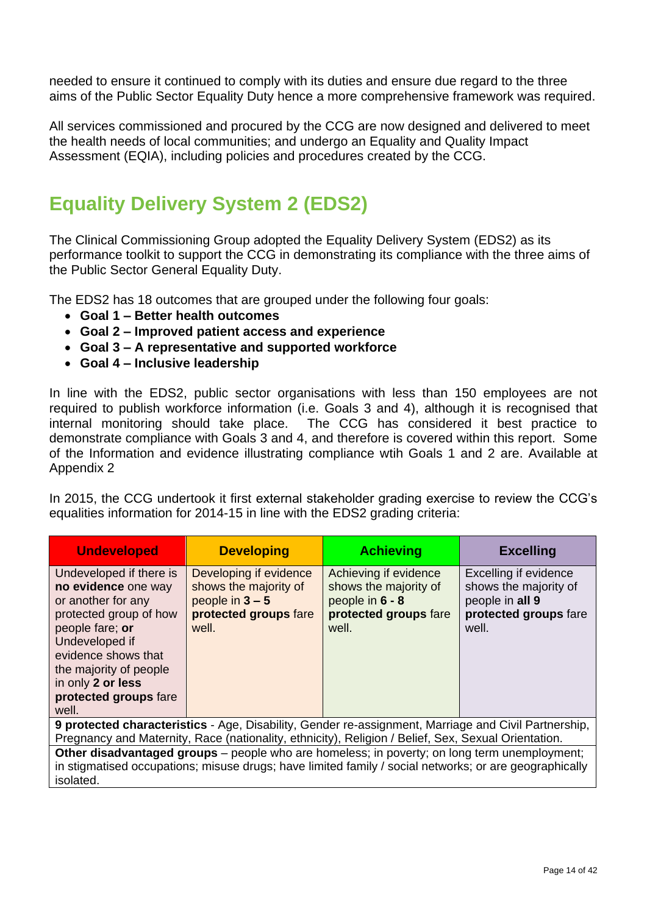needed to ensure it continued to comply with its duties and ensure due regard to the three aims of the Public Sector Equality Duty hence a more comprehensive framework was required.

All services commissioned and procured by the CCG are now designed and delivered to meet the health needs of local communities; and undergo an Equality and Quality Impact Assessment (EQIA), including policies and procedures created by the CCG.

## Equality Delivery System 2 (EDS2)

The Clinical Commissioning Group adopted the Equality Delivery System (EDS2) as its performance toolkit to support the CCG in demonstrating its compliance with the three aims of the Public Sector General Equality Duty.

The EDS2 has 18 outcomes that are grouped under the following four goals:

- **Goal 1 – Better health outcomes**
- **Goal 2 – Improved patient access and experience**
- **Goal 3 – A representative and supported workforce**
- **Goal 4 – Inclusive leadership**

In line with the EDS2, public sector organisations with less than 150 employees are not required to publish workforce information (i.e. Goals 3 and 4), although it is recognised that internal monitoring should take place. The CCG has considered it best practice to demonstrate compliance with Goals 3 and 4, and therefore is covered within this report. Some of the Information and evidence illustrating compliance wtih Goals 1 and 2 are. Available at Appendix 2

In 2015, the CCG undertook it first external stakeholder grading exercise to review the CCG's equalities information for 2014-15 in line with the EDS2 grading criteria:

| Undeveloped | Developing | Achieving | Excelling |
|---|---|---|---|
| Undeveloped if there is **no evidence** one way or another for any protected group of how people fare; **or** Undeveloped if evidence shows that the majority of people in only **2 or less protected groups** fare well. | Developing if evidence shows the majority of people in **3 – 5 protected groups** fare well. | Achieving if evidence shows the majority of people in **6 - 8 protected groups** fare well. | Excelling if evidence shows the majority of people in **all 9 protected groups** fare well. |
| **9 protected characteristics** - Age, Disability, Gender re-assignment, Marriage and Civil Partnership, Pregnancy and Maternity, Race (nationality, ethnicity), Religion / Belief, Sex, Sexual Orientation. | | | |
| **Other disadvantaged groups** – people who are homeless; in poverty; on long term unemployment; in stigmatised occupations; misuse drugs; have limited family / social networks; or are geographically isolated. | | | |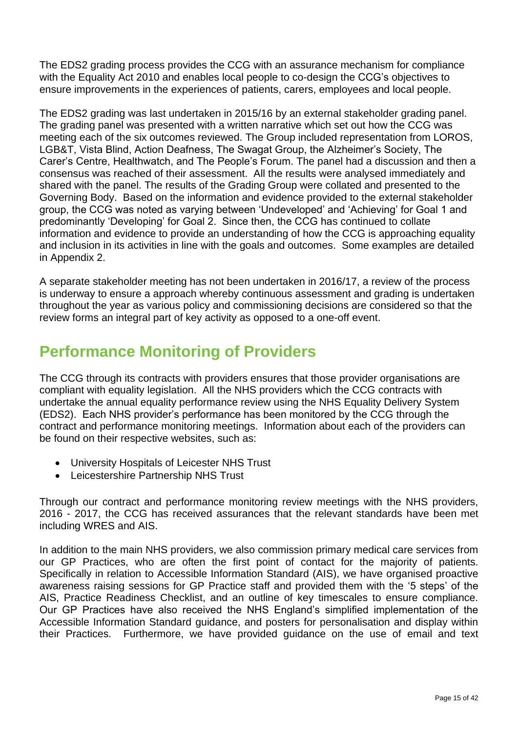The EDS2 grading process provides the CCG with an assurance mechanism for compliance with the Equality Act 2010 and enables local people to co-design the CCG's objectives to ensure improvements in the experiences of patients, carers, employees and local people.

The EDS2 grading was last undertaken in 2015/16 by an external stakeholder grading panel. The grading panel was presented with a written narrative which set out how the CCG was meeting each of the six outcomes reviewed. The Group included representation from LOROS, LGB&T, Vista Blind, Action Deafness, The Swagat Group, the Alzheimer's Society, The Carer's Centre, Healthwatch, and The People's Forum. The panel had a discussion and then a consensus was reached of their assessment. All the results were analysed immediately and shared with the panel. The results of the Grading Group were collated and presented to the Governing Body. Based on the information and evidence provided to the external stakeholder group, the CCG was noted as varying between 'Undeveloped' and 'Achieving' for Goal 1 and predominantly 'Developing' for Goal 2. Since then, the CCG has continued to collate information and evidence to provide an understanding of how the CCG is approaching equality and inclusion in its activities in line with the goals and outcomes. Some examples are detailed in Appendix 2.

A separate stakeholder meeting has not been undertaken in 2016/17, a review of the process is underway to ensure a approach whereby continuous assessment and grading is undertaken throughout the year as various policy and commissioning decisions are considered so that the review forms an integral part of key activity as opposed to a one-off event.

## Performance Monitoring of Providers

The CCG through its contracts with providers ensures that those provider organisations are compliant with equality legislation. All the NHS providers which the CCG contracts with undertake the annual equality performance review using the NHS Equality Delivery System (EDS2). Each NHS provider's performance has been monitored by the CCG through the contract and performance monitoring meetings. Information about each of the providers can be found on their respective websites, such as:

- University Hospitals of Leicester NHS Trust
- Leicestershire Partnership NHS Trust

Through our contract and performance monitoring review meetings with the NHS providers, 2016 - 2017, the CCG has received assurances that the relevant standards have been met including WRES and AIS.

In addition to the main NHS providers, we also commission primary medical care services from our GP Practices, who are often the first point of contact for the majority of patients. Specifically in relation to Accessible Information Standard (AIS), we have organised proactive awareness raising sessions for GP Practice staff and provided them with the '5 steps' of the AIS, Practice Readiness Checklist, and an outline of key timescales to ensure compliance. Our GP Practices have also received the NHS England's simplified implementation of the Accessible Information Standard guidance, and posters for personalisation and display within their Practices. Furthermore, we have provided guidance on the use of email and text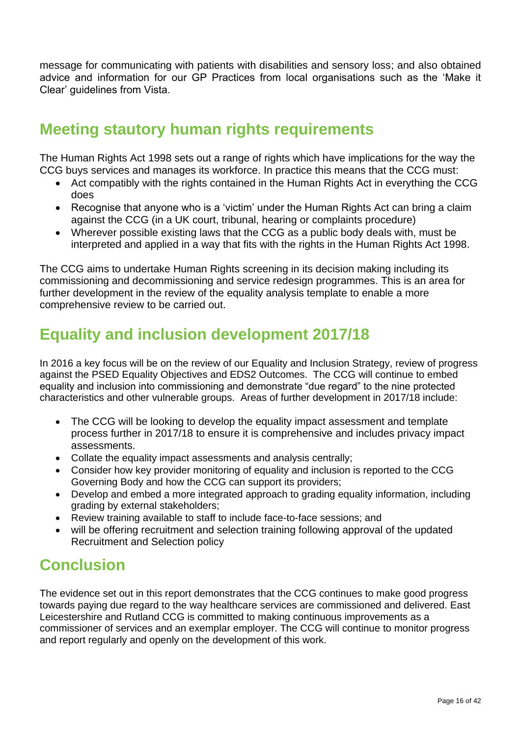message for communicating with patients with disabilities and sensory loss; and also obtained advice and information for our GP Practices from local organisations such as the 'Make it Clear' guidelines from Vista.

## Meeting stautory human rights requirements

The Human Rights Act 1998 sets out a range of rights which have implications for the way the CCG buys services and manages its workforce. In practice this means that the CCG must:

- Act compatibly with the rights contained in the Human Rights Act in everything the CCG does
- Recognise that anyone who is a 'victim' under the Human Rights Act can bring a claim against the CCG (in a UK court, tribunal, hearing or complaints procedure)
- Wherever possible existing laws that the CCG as a public body deals with, must be interpreted and applied in a way that fits with the rights in the Human Rights Act 1998.

The CCG aims to undertake Human Rights screening in its decision making including its commissioning and decommissioning and service redesign programmes. This is an area for further development in the review of the equality analysis template to enable a more comprehensive review to be carried out.

## Equality and inclusion development 2017/18

In 2016 a key focus will be on the review of our Equality and Inclusion Strategy, review of progress against the PSED Equality Objectives and EDS2 Outcomes. The CCG will continue to embed equality and inclusion into commissioning and demonstrate "due regard" to the nine protected characteristics and other vulnerable groups. Areas of further development in 2017/18 include:

- The CCG will be looking to develop the equality impact assessment and template process further in 2017/18 to ensure it is comprehensive and includes privacy impact assessments.
- Collate the equality impact assessments and analysis centrally;
- Consider how key provider monitoring of equality and inclusion is reported to the CCG Governing Body and how the CCG can support its providers;
- Develop and embed a more integrated approach to grading equality information, including grading by external stakeholders;
- Review training available to staff to include face-to-face sessions; and
- will be offering recruitment and selection training following approval of the updated Recruitment and Selection policy

## Conclusion

The evidence set out in this report demonstrates that the CCG continues to make good progress towards paying due regard to the way healthcare services are commissioned and delivered. East Leicestershire and Rutland CCG is committed to making continuous improvements as a commissioner of services and an exemplar employer. The CCG will continue to monitor progress and report regularly and openly on the development of this work.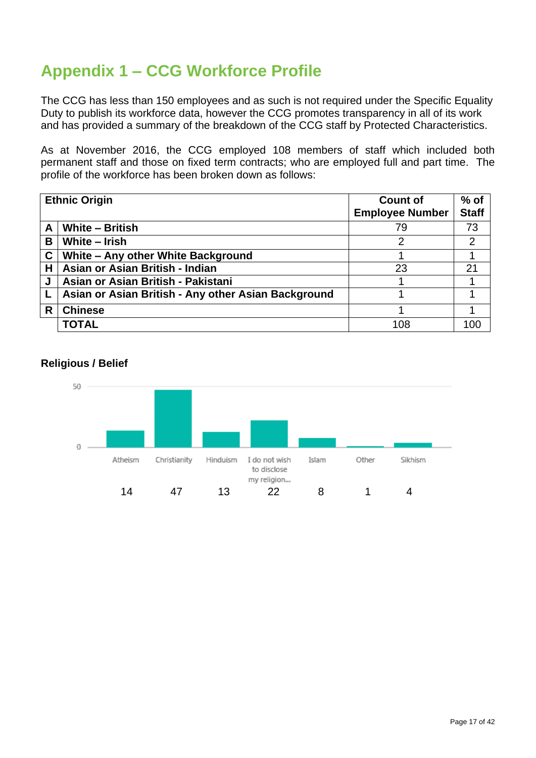# Appendix 1 – CCG Workforce Profile

The CCG has less than 150 employees and as such is not required under the Specific Equality Duty to publish its workforce data, however the CCG promotes transparency in all of its work and has provided a summary of the breakdown of the CCG staff by Protected Characteristics.

As at November 2016, the CCG employed 108 members of staff which included both permanent staff and those on fixed term contracts; who are employed full and part time. The profile of the workforce has been broken down as follows:

| Ethnic Origin | | Count of Employee Number | % of Staff |
|---|---|---|---|
| A | White – British | 79 | 73 |
| B | White – Irish | 2 | 2 |
| C | White – Any other White Background | 1 | 1 |
| H | Asian or Asian British - Indian | 23 | 21 |
| J | Asian or Asian British - Pakistani | 1 | 1 |
| L | Asian or Asian British - Any other Asian Background | 1 | 1 |
| R | Chinese | 1 | 1 |
| | TOTAL | 108 | 100 |

### Religious / Belief

| Atheism | Christianity | Hinduism | I do not wish to disclose my religion... | Islam | Other | Sikhism |
|---|---|---|---|---|---|---|
| 14 | 47 | 13 | 22 | 8 | 1 | 4 |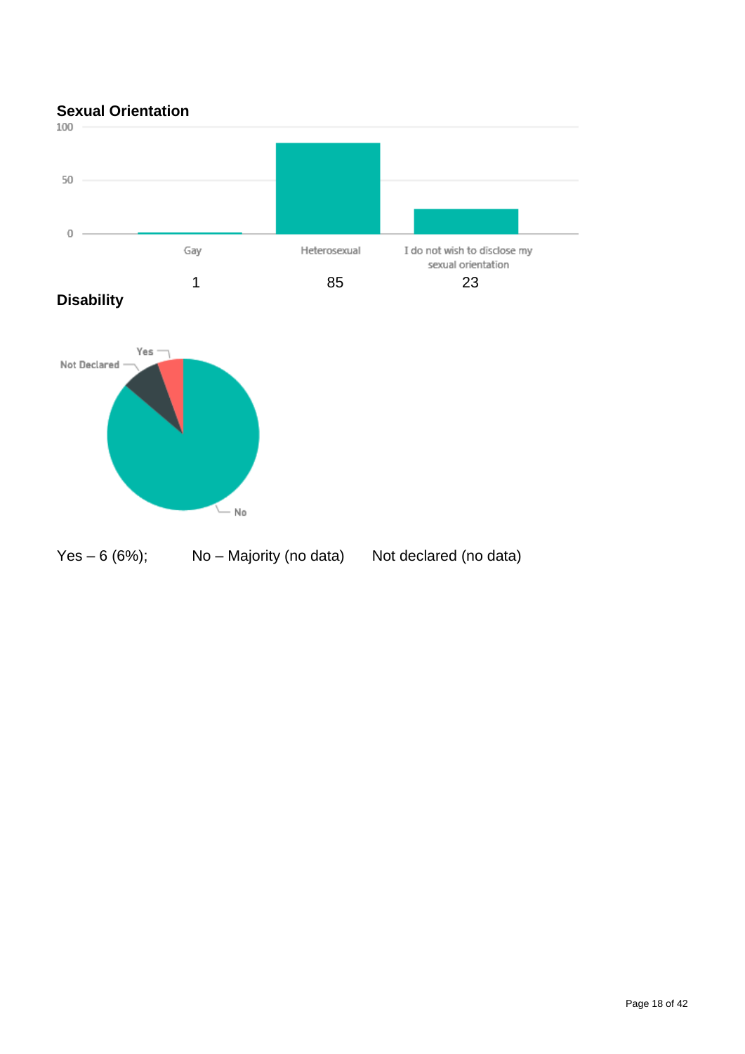**Sexual Orientation**

| Gay | Heterosexual | I do not wish to disclose my sexual orientation |
|---|---|---|
| 1 | 85 | 23 |

**Disability**

Yes – 6 (6%); No – Majority (no data) Not declared (no data)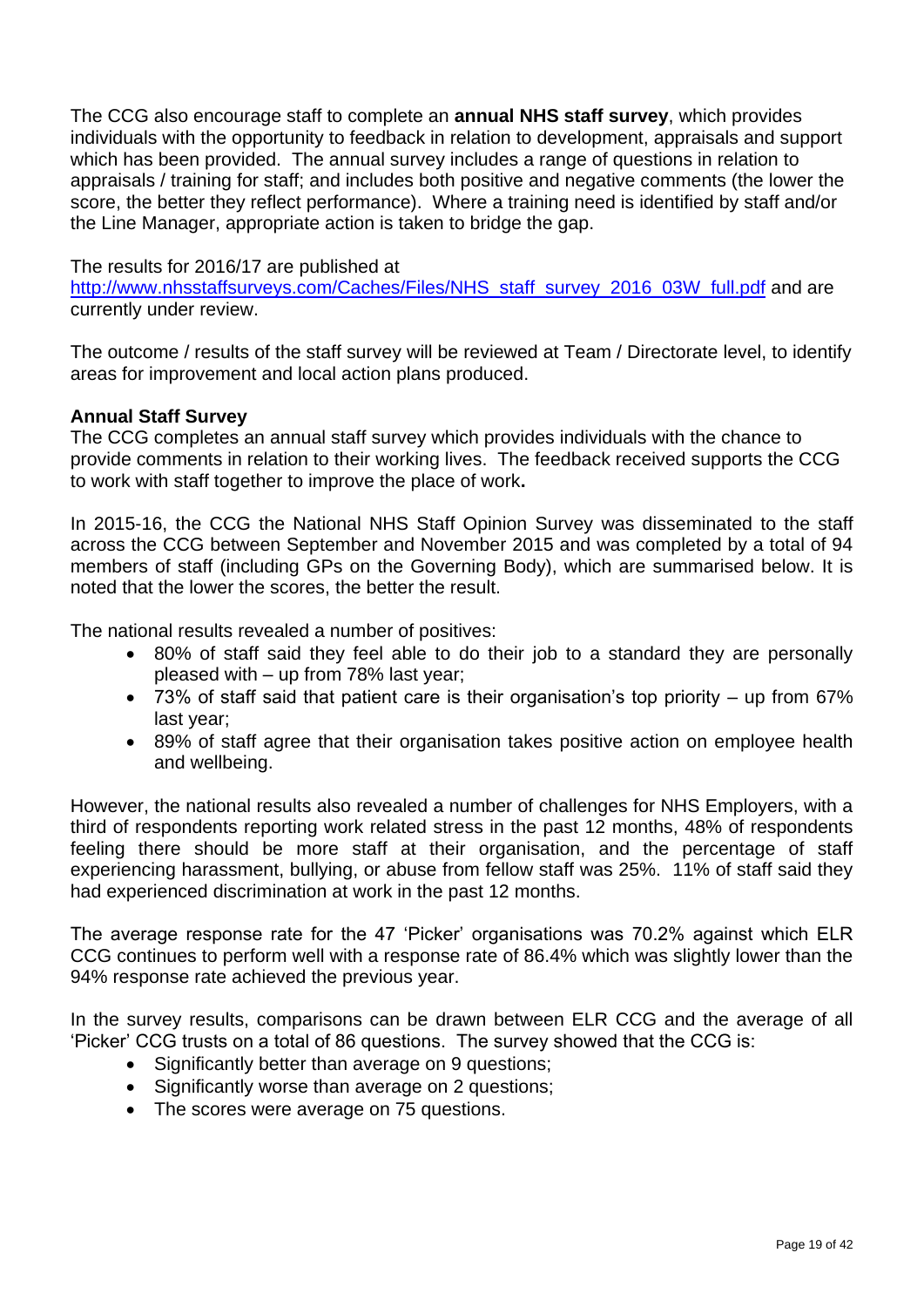The CCG also encourage staff to complete an **annual NHS staff survey**, which provides individuals with the opportunity to feedback in relation to development, appraisals and support which has been provided. The annual survey includes a range of questions in relation to appraisals / training for staff; and includes both positive and negative comments (the lower the score, the better they reflect performance). Where a training need is identified by staff and/or the Line Manager, appropriate action is taken to bridge the gap.

The results for 2016/17 are published at [http://www.nhsstaffsurveys.com/Caches/Files/NHS_staff_survey_2016_03W_full.pdf](http://www.nhsstaffsurveys.com/Caches/Files/NHS_staff_survey_2016_03W_full.pdf) and are currently under review.

The outcome / results of the staff survey will be reviewed at Team / Directorate level, to identify areas for improvement and local action plans produced.

**Annual Staff Survey**

The CCG completes an annual staff survey which provides individuals with the chance to provide comments in relation to their working lives. The feedback received supports the CCG to work with staff together to improve the place of work**.**

In 2015-16, the CCG the National NHS Staff Opinion Survey was disseminated to the staff across the CCG between September and November 2015 and was completed by a total of 94 members of staff (including GPs on the Governing Body), which are summarised below. It is noted that the lower the scores, the better the result.

The national results revealed a number of positives:

- 80% of staff said they feel able to do their job to a standard they are personally pleased with – up from 78% last year;
- 73% of staff said that patient care is their organisation's top priority – up from 67% last year;
- 89% of staff agree that their organisation takes positive action on employee health and wellbeing.

However, the national results also revealed a number of challenges for NHS Employers, with a third of respondents reporting work related stress in the past 12 months, 48% of respondents feeling there should be more staff at their organisation, and the percentage of staff experiencing harassment, bullying, or abuse from fellow staff was 25%. 11% of staff said they had experienced discrimination at work in the past 12 months.

The average response rate for the 47 'Picker' organisations was 70.2% against which ELR CCG continues to perform well with a response rate of 86.4% which was slightly lower than the 94% response rate achieved the previous year.

In the survey results, comparisons can be drawn between ELR CCG and the average of all 'Picker' CCG trusts on a total of 86 questions. The survey showed that the CCG is:

- Significantly better than average on 9 questions;
- Significantly worse than average on 2 questions;
- The scores were average on 75 questions.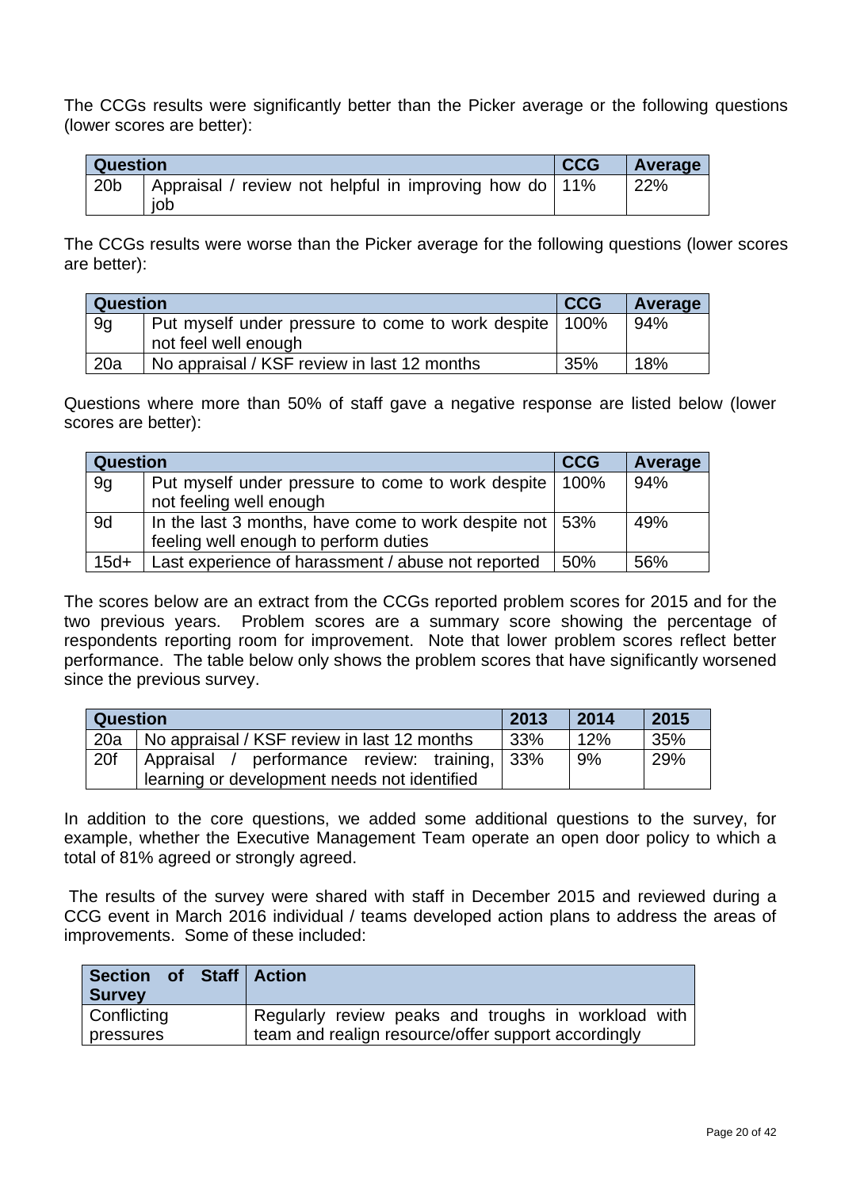The CCGs results were significantly better than the Picker average or the following questions (lower scores are better):

| Question | | CCG | Average |
|---|---|---|---|
| 20b | Appraisal / review not helpful in improving how do job | 11% | 22% |

The CCGs results were worse than the Picker average for the following questions (lower scores are better):

| Question | | CCG | Average |
|---|---|---|---|
| 9g | Put myself under pressure to come to work despite not feel well enough | 100% | 94% |
| 20a | No appraisal / KSF review in last 12 months | 35% | 18% |

Questions where more than 50% of staff gave a negative response are listed below (lower scores are better):

| Question | | CCG | Average |
|---|---|---|---|
| 9g | Put myself under pressure to come to work despite not feeling well enough | 100% | 94% |
| 9d | In the last 3 months, have come to work despite not feeling well enough to perform duties | 53% | 49% |
| 15d+ | Last experience of harassment / abuse not reported | 50% | 56% |

The scores below are an extract from the CCGs reported problem scores for 2015 and for the two previous years. Problem scores are a summary score showing the percentage of respondents reporting room for improvement. Note that lower problem scores reflect better performance. The table below only shows the problem scores that have significantly worsened since the previous survey.

| Question | | 2013 | 2014 | 2015 |
|---|---|---|---|---|
| 20a | No appraisal / KSF review in last 12 months | 33% | 12% | 35% |
| 20f | Appraisal / performance review: training, learning or development needs not identified | 33% | 9% | 29% |

In addition to the core questions, we added some additional questions to the survey, for example, whether the Executive Management Team operate an open door policy to which a total of 81% agreed or strongly agreed.

The results of the survey were shared with staff in December 2015 and reviewed during a CCG event in March 2016 individual / teams developed action plans to address the areas of improvements. Some of these included:

| Section of Staff Survey | Action |
|---|---|
| Conflicting pressures | Regularly review peaks and troughs in workload with team and realign resource/offer support accordingly |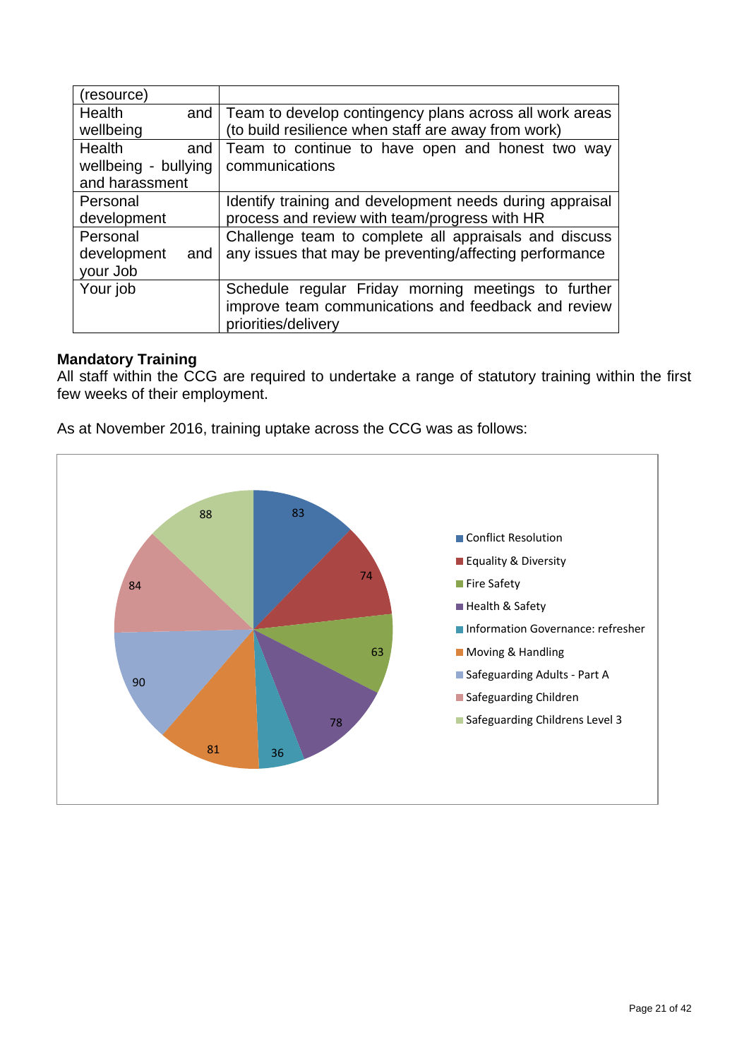| (resource) | |
|---|---|
| Health and wellbeing | Team to develop contingency plans across all work areas (to build resilience when staff are away from work) |
| Health and wellbeing - bullying and harassment | Team to continue to have open and honest two way communications |
| Personal development | Identify training and development needs during appraisal process and review with team/progress with HR |
| Personal development and your Job | Challenge team to complete all appraisals and discuss any issues that may be preventing/affecting performance |
| Your job | Schedule regular Friday morning meetings to further improve team communications and feedback and review priorities/delivery |

**Mandatory Training**

All staff within the CCG are required to undertake a range of statutory training within the first few weeks of their employment.

As at November 2016, training uptake across the CCG was as follows:

| Training | Uptake |
|---|---|
| Conflict Resolution | 83 |
| Equality & Diversity | 74 |
| Fire Safety | 63 |
| Health & Safety | 78 |
| Information Governance: refresher | 36 |
| Moving & Handling | 81 |
| Safeguarding Adults - Part A | 90 |
| Safeguarding Children | 84 |
| Safeguarding Childrens Level 3 | 88 |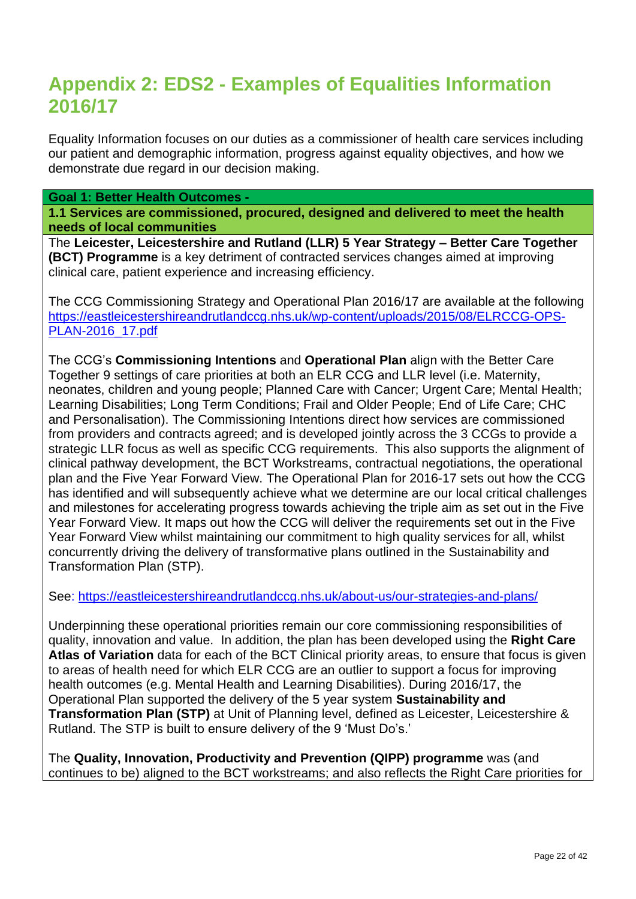# Appendix 2: EDS2 - Examples of Equalities Information 2016/17

Equality Information focuses on our duties as a commissioner of health care services including our patient and demographic information, progress against equality objectives, and how we demonstrate due regard in our decision making.

| **Goal 1: Better Health Outcomes -** |
|---|
| **1.1 Services are commissioned, procured, designed and delivered to meet the health needs of local communities** |
| The **Leicester, Leicestershire and Rutland (LLR) 5 Year Strategy – Better Care Together (BCT) Programme** is a key detriment of contracted services changes aimed at improving clinical care, patient experience and increasing efficiency.<br><br>The CCG Commissioning Strategy and Operational Plan 2016/17 are available at the following https://eastleicestershireandrutlandccg.nhs.uk/wp-content/uploads/2015/08/ELRCCG-OPS-PLAN-2016_17.pdf<br><br>The CCG's **Commissioning Intentions** and **Operational Plan** align with the Better Care Together 9 settings of care priorities at both an ELR CCG and LLR level (i.e. Maternity, neonates, children and young people; Planned Care with Cancer; Urgent Care; Mental Health; Learning Disabilities; Long Term Conditions; Frail and Older People; End of Life Care; CHC and Personalisation). The Commissioning Intentions direct how services are commissioned from providers and contracts agreed; and is developed jointly across the 3 CCGs to provide a strategic LLR focus as well as specific CCG requirements. This also supports the alignment of clinical pathway development, the BCT Workstreams, contractual negotiations, the operational plan and the Five Year Forward View. The Operational Plan for 2016-17 sets out how the CCG has identified and will subsequently achieve what we determine are our local critical challenges and milestones for accelerating progress towards achieving the triple aim as set out in the Five Year Forward View. It maps out how the CCG will deliver the requirements set out in the Five Year Forward View whilst maintaining our commitment to high quality services for all, whilst concurrently driving the delivery of transformative plans outlined in the Sustainability and Transformation Plan (STP).<br><br>See: https://eastleicestershireandrutlandccg.nhs.uk/about-us/our-strategies-and-plans/<br><br>Underpinning these operational priorities remain our core commissioning responsibilities of quality, innovation and value. In addition, the plan has been developed using the **Right Care Atlas of Variation** data for each of the BCT Clinical priority areas, to ensure that focus is given to areas of health need for which ELR CCG are an outlier to support a focus for improving health outcomes (e.g. Mental Health and Learning Disabilities). During 2016/17, the Operational Plan supported the delivery of the 5 year system **Sustainability and Transformation Plan (STP)** at Unit of Planning level, defined as Leicester, Leicestershire & Rutland. The STP is built to ensure delivery of the 9 'Must Do's.'<br><br>The **Quality, Innovation, Productivity and Prevention (QIPP) programme** was (and continues to be) aligned to the BCT workstreams; and also reflects the Right Care priorities for |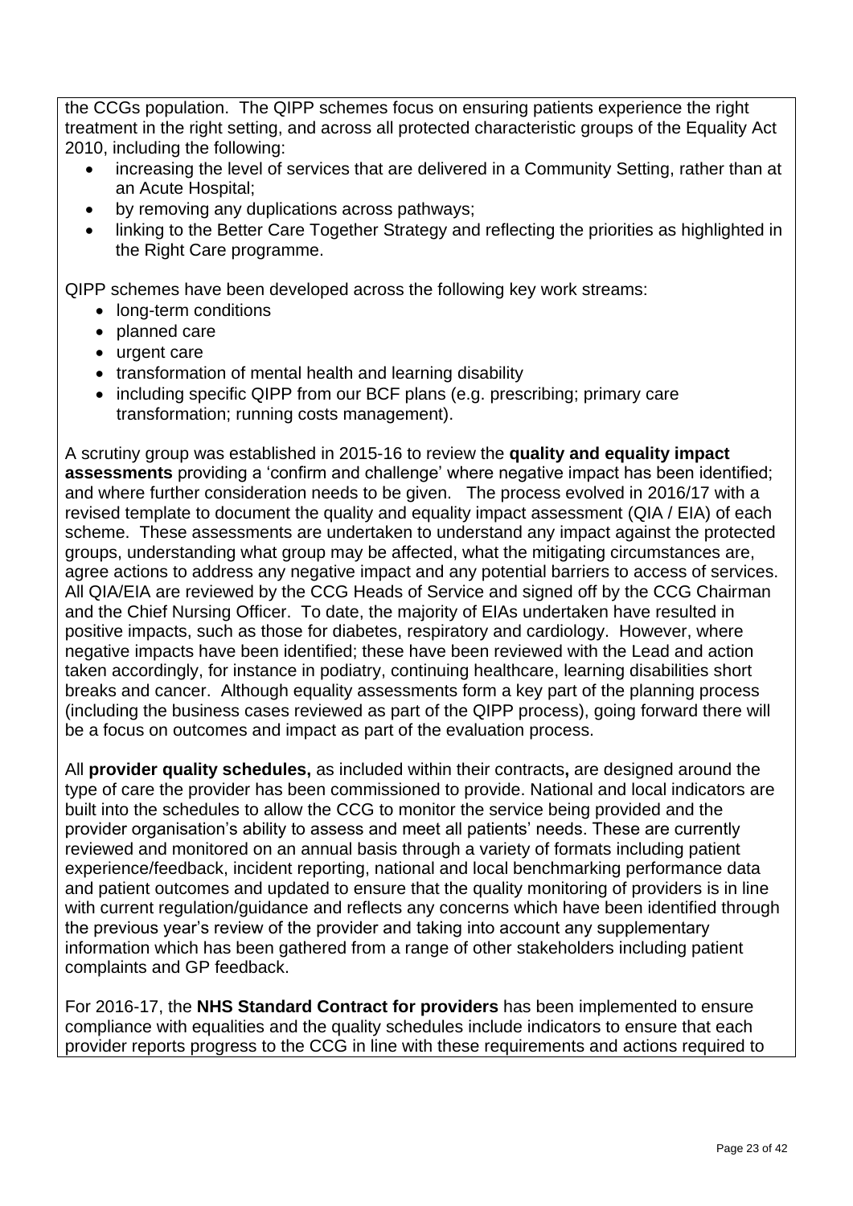the CCGs population. The QIPP schemes focus on ensuring patients experience the right treatment in the right setting, and across all protected characteristic groups of the Equality Act 2010, including the following:

- increasing the level of services that are delivered in a Community Setting, rather than at an Acute Hospital;
- by removing any duplications across pathways;
- linking to the Better Care Together Strategy and reflecting the priorities as highlighted in the Right Care programme.

QIPP schemes have been developed across the following key work streams:

- long-term conditions
- planned care
- urgent care
- transformation of mental health and learning disability
- including specific QIPP from our BCF plans (e.g. prescribing; primary care transformation; running costs management).

A scrutiny group was established in 2015-16 to review the **quality and equality impact assessments** providing a 'confirm and challenge' where negative impact has been identified; and where further consideration needs to be given. The process evolved in 2016/17 with a revised template to document the quality and equality impact assessment (QIA / EIA) of each scheme. These assessments are undertaken to understand any impact against the protected groups, understanding what group may be affected, what the mitigating circumstances are, agree actions to address any negative impact and any potential barriers to access of services. All QIA/EIA are reviewed by the CCG Heads of Service and signed off by the CCG Chairman and the Chief Nursing Officer. To date, the majority of EIAs undertaken have resulted in positive impacts, such as those for diabetes, respiratory and cardiology. However, where negative impacts have been identified; these have been reviewed with the Lead and action taken accordingly, for instance in podiatry, continuing healthcare, learning disabilities short breaks and cancer. Although equality assessments form a key part of the planning process (including the business cases reviewed as part of the QIPP process), going forward there will be a focus on outcomes and impact as part of the evaluation process.

All **provider quality schedules,** as included within their contracts**,** are designed around the type of care the provider has been commissioned to provide. National and local indicators are built into the schedules to allow the CCG to monitor the service being provided and the provider organisation's ability to assess and meet all patients' needs. These are currently reviewed and monitored on an annual basis through a variety of formats including patient experience/feedback, incident reporting, national and local benchmarking performance data and patient outcomes and updated to ensure that the quality monitoring of providers is in line with current regulation/guidance and reflects any concerns which have been identified through the previous year's review of the provider and taking into account any supplementary information which has been gathered from a range of other stakeholders including patient complaints and GP feedback.

For 2016-17, the **NHS Standard Contract for providers** has been implemented to ensure compliance with equalities and the quality schedules include indicators to ensure that each provider reports progress to the CCG in line with these requirements and actions required to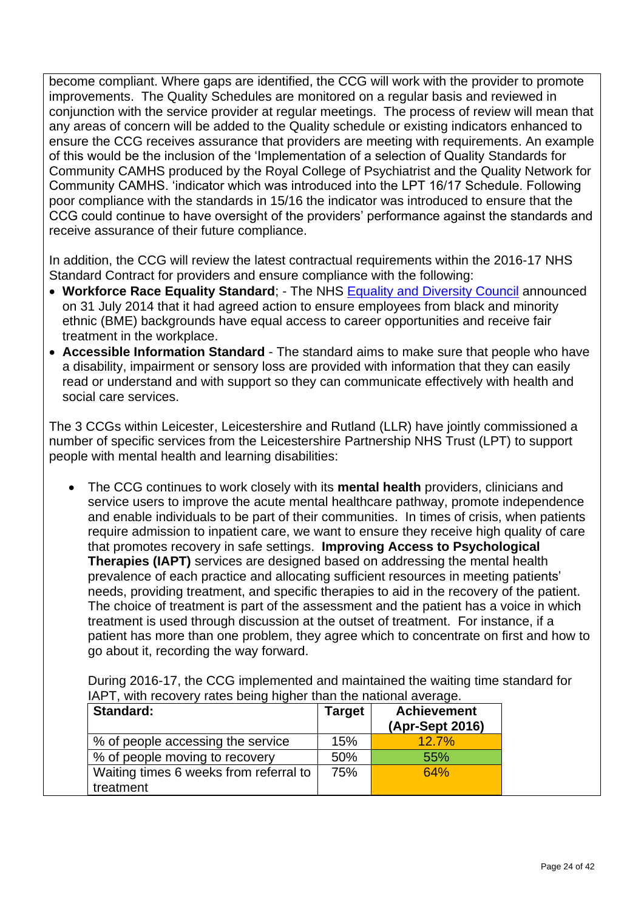become compliant. Where gaps are identified, the CCG will work with the provider to promote improvements. The Quality Schedules are monitored on a regular basis and reviewed in conjunction with the service provider at regular meetings. The process of review will mean that any areas of concern will be added to the Quality schedule or existing indicators enhanced to ensure the CCG receives assurance that providers are meeting with requirements. An example of this would be the inclusion of the 'Implementation of a selection of Quality Standards for Community CAMHS produced by the Royal College of Psychiatrist and the Quality Network for Community CAMHS. 'indicator which was introduced into the LPT 16/17 Schedule. Following poor compliance with the standards in 15/16 the indicator was introduced to ensure that the CCG could continue to have oversight of the providers' performance against the standards and receive assurance of their future compliance.

In addition, the CCG will review the latest contractual requirements within the 2016-17 NHS Standard Contract for providers and ensure compliance with the following:

- **Workforce Race Equality Standard**; - The NHS Equality and Diversity Council announced on 31 July 2014 that it had agreed action to ensure employees from black and minority ethnic (BME) backgrounds have equal access to career opportunities and receive fair treatment in the workplace.
- **Accessible Information Standard** - The standard aims to make sure that people who have a disability, impairment or sensory loss are provided with information that they can easily read or understand and with support so they can communicate effectively with health and social care services.

The 3 CCGs within Leicester, Leicestershire and Rutland (LLR) have jointly commissioned a number of specific services from the Leicestershire Partnership NHS Trust (LPT) to support people with mental health and learning disabilities:

- The CCG continues to work closely with its **mental health** providers, clinicians and service users to improve the acute mental healthcare pathway, promote independence and enable individuals to be part of their communities. In times of crisis, when patients require admission to inpatient care, we want to ensure they receive high quality of care that promotes recovery in safe settings. **Improving Access to Psychological Therapies (IAPT)** services are designed based on addressing the mental health prevalence of each practice and allocating sufficient resources in meeting patients' needs, providing treatment, and specific therapies to aid in the recovery of the patient. The choice of treatment is part of the assessment and the patient has a voice in which treatment is used through discussion at the outset of treatment. For instance, if a patient has more than one problem, they agree which to concentrate on first and how to go about it, recording the way forward.

  During 2016-17, the CCG implemented and maintained the waiting time standard for IAPT, with recovery rates being higher than the national average.

| Standard: | Target | Achievement (Apr-Sept 2016) |
|---|---|---|
| % of people accessing the service | 15% | 12.7% |
| % of people moving to recovery | 50% | 55% |
| Waiting times 6 weeks from referral to treatment | 75% | 64% |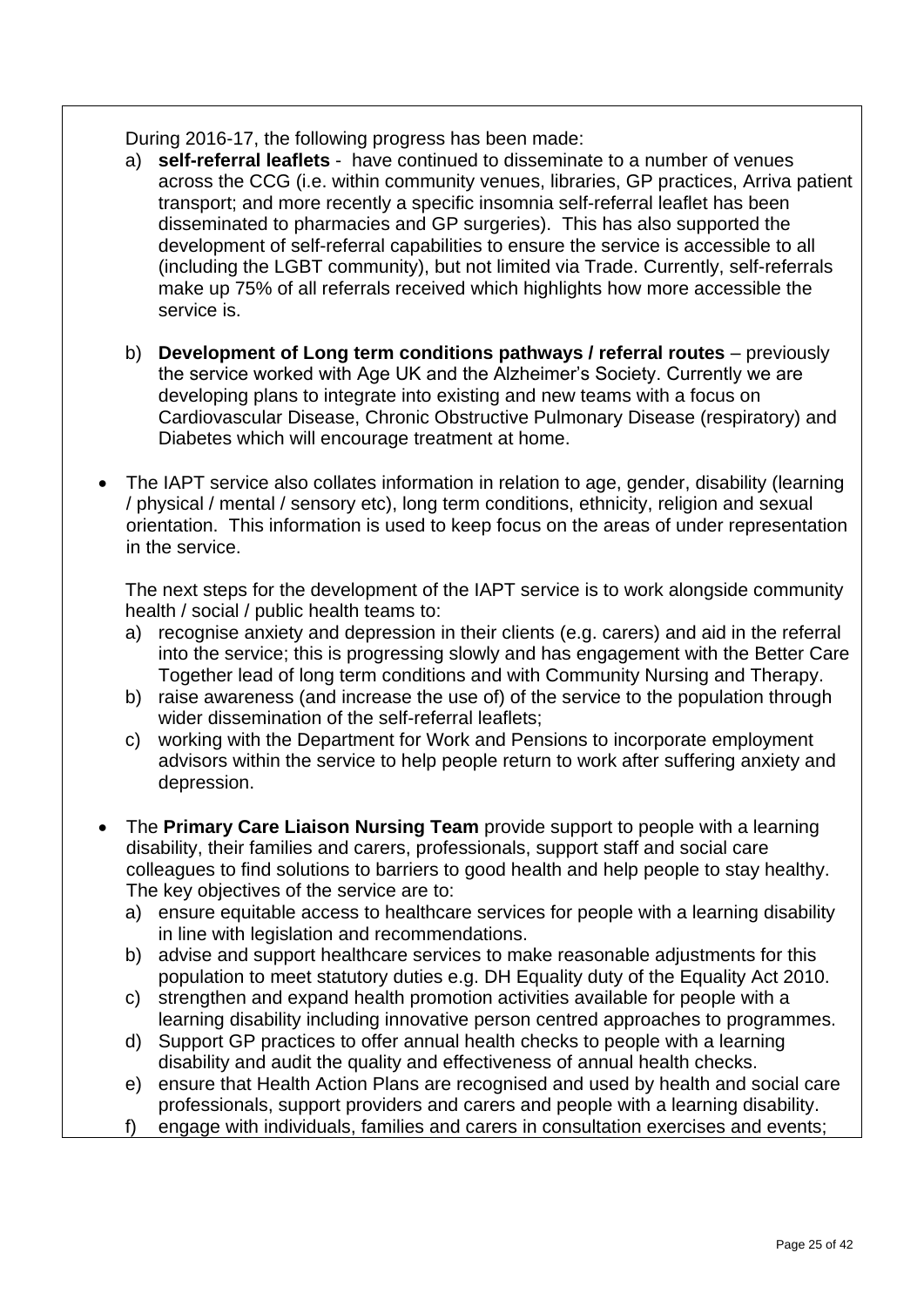During 2016-17, the following progress has been made:

a) **self-referral leaflets** - have continued to disseminate to a number of venues across the CCG (i.e. within community venues, libraries, GP practices, Arriva patient transport; and more recently a specific insomnia self-referral leaflet has been disseminated to pharmacies and GP surgeries). This has also supported the development of self-referral capabilities to ensure the service is accessible to all (including the LGBT community), but not limited via Trade. Currently, self-referrals make up 75% of all referrals received which highlights how more accessible the service is.

b) **Development of Long term conditions pathways / referral routes** – previously the service worked with Age UK and the Alzheimer's Society. Currently we are developing plans to integrate into existing and new teams with a focus on Cardiovascular Disease, Chronic Obstructive Pulmonary Disease (respiratory) and Diabetes which will encourage treatment at home.

- The IAPT service also collates information in relation to age, gender, disability (learning / physical / mental / sensory etc), long term conditions, ethnicity, religion and sexual orientation. This information is used to keep focus on the areas of under representation in the service.

  The next steps for the development of the IAPT service is to work alongside community health / social / public health teams to:

  a) recognise anxiety and depression in their clients (e.g. carers) and aid in the referral into the service; this is progressing slowly and has engagement with the Better Care Together lead of long term conditions and with Community Nursing and Therapy.
  b) raise awareness (and increase the use of) of the service to the population through wider dissemination of the self-referral leaflets;
  c) working with the Department for Work and Pensions to incorporate employment advisors within the service to help people return to work after suffering anxiety and depression.

- The **Primary Care Liaison Nursing Team** provide support to people with a learning disability, their families and carers, professionals, support staff and social care colleagues to find solutions to barriers to good health and help people to stay healthy. The key objectives of the service are to:

  a) ensure equitable access to healthcare services for people with a learning disability in line with legislation and recommendations.
  b) advise and support healthcare services to make reasonable adjustments for this population to meet statutory duties e.g. DH Equality duty of the Equality Act 2010.
  c) strengthen and expand health promotion activities available for people with a learning disability including innovative person centred approaches to programmes.
  d) Support GP practices to offer annual health checks to people with a learning disability and audit the quality and effectiveness of annual health checks.
  e) ensure that Health Action Plans are recognised and used by health and social care professionals, support providers and carers and people with a learning disability.
  f) engage with individuals, families and carers in consultation exercises and events;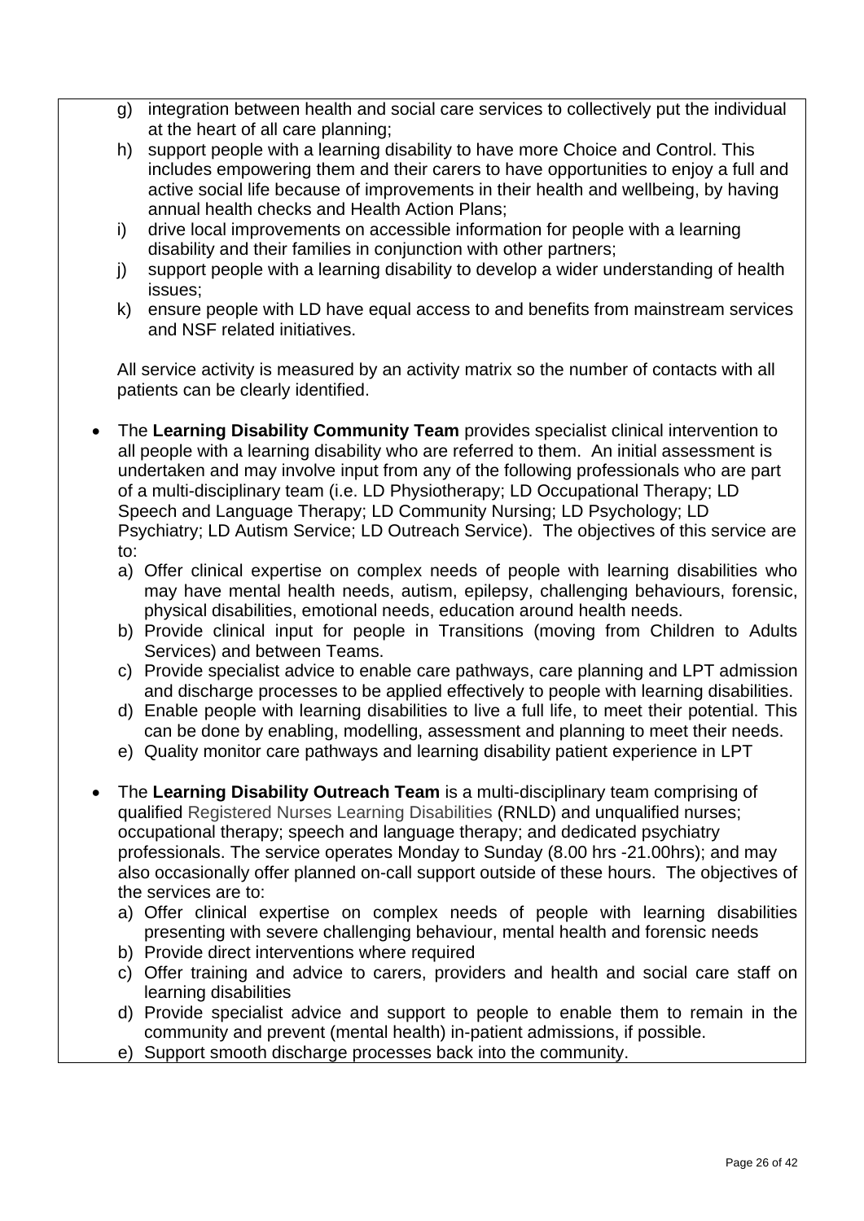g) integration between health and social care services to collectively put the individual at the heart of all care planning;
h) support people with a learning disability to have more Choice and Control. This includes empowering them and their carers to have opportunities to enjoy a full and active social life because of improvements in their health and wellbeing, by having annual health checks and Health Action Plans;
i) drive local improvements on accessible information for people with a learning disability and their families in conjunction with other partners;
j) support people with a learning disability to develop a wider understanding of health issues;
k) ensure people with LD have equal access to and benefits from mainstream services and NSF related initiatives.

All service activity is measured by an activity matrix so the number of contacts with all patients can be clearly identified.

- The **Learning Disability Community Team** provides specialist clinical intervention to all people with a learning disability who are referred to them. An initial assessment is undertaken and may involve input from any of the following professionals who are part of a multi-disciplinary team (i.e. LD Physiotherapy; LD Occupational Therapy; LD Speech and Language Therapy; LD Community Nursing; LD Psychology; LD Psychiatry; LD Autism Service; LD Outreach Service). The objectives of this service are to:
  a) Offer clinical expertise on complex needs of people with learning disabilities who may have mental health needs, autism, epilepsy, challenging behaviours, forensic, physical disabilities, emotional needs, education around health needs.
  b) Provide clinical input for people in Transitions (moving from Children to Adults Services) and between Teams.
  c) Provide specialist advice to enable care pathways, care planning and LPT admission and discharge processes to be applied effectively to people with learning disabilities.
  d) Enable people with learning disabilities to live a full life, to meet their potential. This can be done by enabling, modelling, assessment and planning to meet their needs.
  e) Quality monitor care pathways and learning disability patient experience in LPT

- The **Learning Disability Outreach Team** is a multi-disciplinary team comprising of qualified Registered Nurses Learning Disabilities (RNLD) and unqualified nurses; occupational therapy; speech and language therapy; and dedicated psychiatry professionals. The service operates Monday to Sunday (8.00 hrs -21.00hrs); and may also occasionally offer planned on-call support outside of these hours. The objectives of the services are to:
  a) Offer clinical expertise on complex needs of people with learning disabilities presenting with severe challenging behaviour, mental health and forensic needs
  b) Provide direct interventions where required
  c) Offer training and advice to carers, providers and health and social care staff on learning disabilities
  d) Provide specialist advice and support to people to enable them to remain in the community and prevent (mental health) in-patient admissions, if possible.
  e) Support smooth discharge processes back into the community.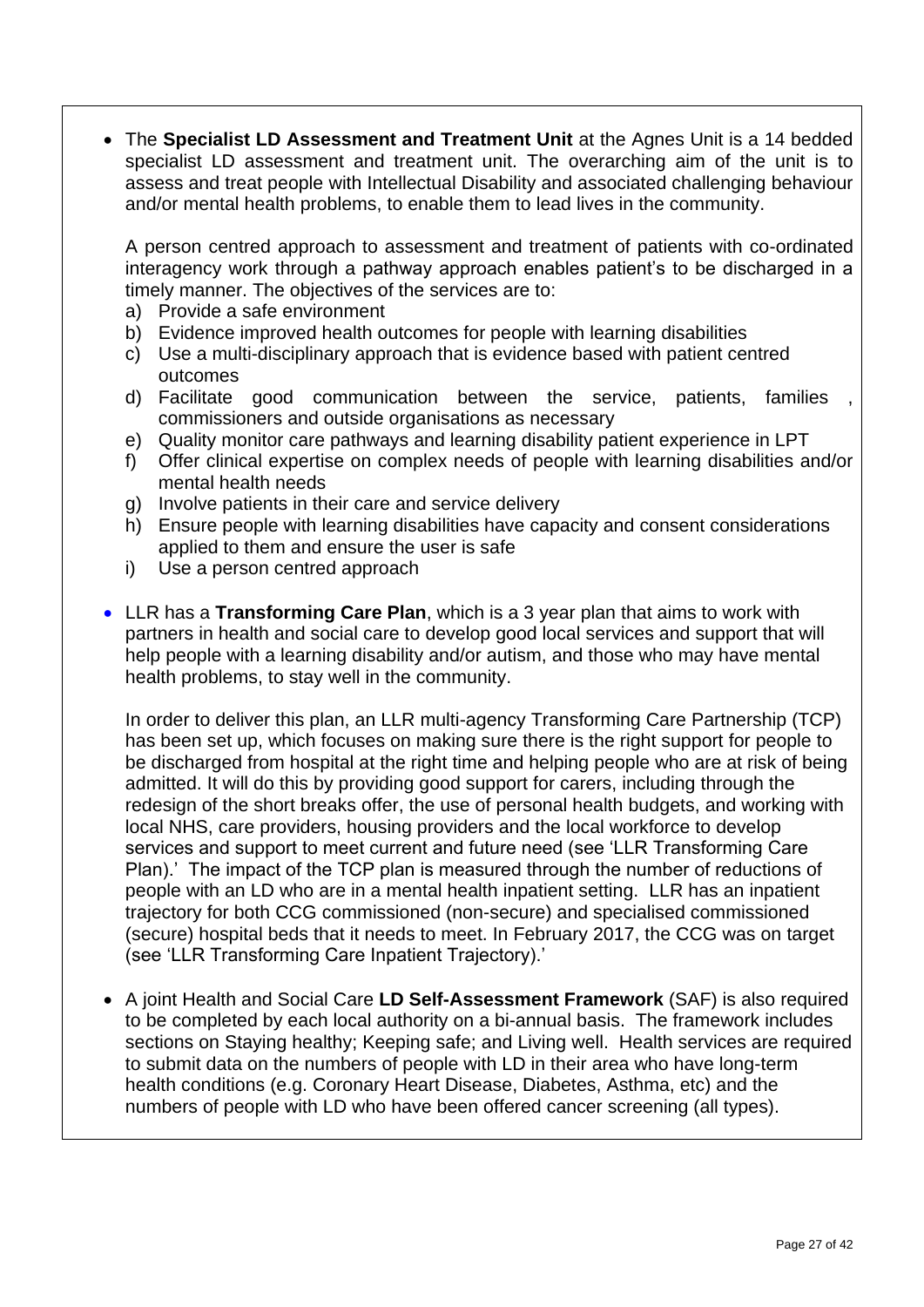- The **Specialist LD Assessment and Treatment Unit** at the Agnes Unit is a 14 bedded specialist LD assessment and treatment unit. The overarching aim of the unit is to assess and treat people with Intellectual Disability and associated challenging behaviour and/or mental health problems, to enable them to lead lives in the community.

  A person centred approach to assessment and treatment of patients with co-ordinated interagency work through a pathway approach enables patient's to be discharged in a timely manner. The objectives of the services are to:

  a) Provide a safe environment
  b) Evidence improved health outcomes for people with learning disabilities
  c) Use a multi-disciplinary approach that is evidence based with patient centred outcomes
  d) Facilitate good communication between the service, patients, families , commissioners and outside organisations as necessary
  e) Quality monitor care pathways and learning disability patient experience in LPT
  f) Offer clinical expertise on complex needs of people with learning disabilities and/or mental health needs
  g) Involve patients in their care and service delivery
  h) Ensure people with learning disabilities have capacity and consent considerations applied to them and ensure the user is safe
  i) Use a person centred approach

- LLR has a **Transforming Care Plan**, which is a 3 year plan that aims to work with partners in health and social care to develop good local services and support that will help people with a learning disability and/or autism, and those who may have mental health problems, to stay well in the community.

  In order to deliver this plan, an LLR multi-agency Transforming Care Partnership (TCP) has been set up, which focuses on making sure there is the right support for people to be discharged from hospital at the right time and helping people who are at risk of being admitted. It will do this by providing good support for carers, including through the redesign of the short breaks offer, the use of personal health budgets, and working with local NHS, care providers, housing providers and the local workforce to develop services and support to meet current and future need (see 'LLR Transforming Care Plan).' The impact of the TCP plan is measured through the number of reductions of people with an LD who are in a mental health inpatient setting. LLR has an inpatient trajectory for both CCG commissioned (non-secure) and specialised commissioned (secure) hospital beds that it needs to meet. In February 2017, the CCG was on target (see 'LLR Transforming Care Inpatient Trajectory).'

- A joint Health and Social Care **LD Self-Assessment Framework** (SAF) is also required to be completed by each local authority on a bi-annual basis. The framework includes sections on Staying healthy; Keeping safe; and Living well. Health services are required to submit data on the numbers of people with LD in their area who have long-term health conditions (e.g. Coronary Heart Disease, Diabetes, Asthma, etc) and the numbers of people with LD who have been offered cancer screening (all types).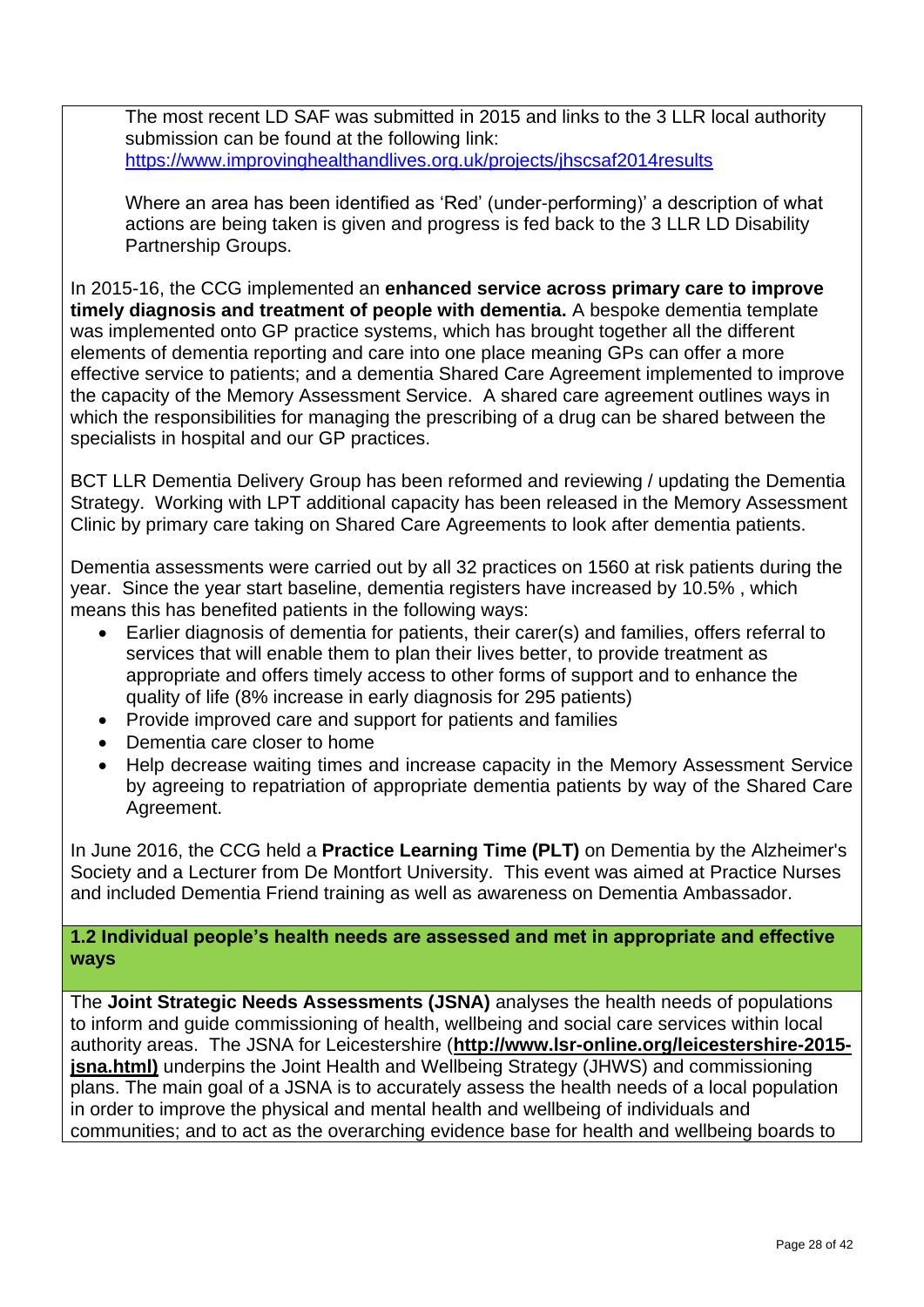The most recent LD SAF was submitted in 2015 and links to the 3 LLR local authority submission can be found at the following link: https://www.improvinghealthandlives.org.uk/projects/jhscsaf2014results

Where an area has been identified as 'Red' (under-performing)' a description of what actions are being taken is given and progress is fed back to the 3 LLR LD Disability Partnership Groups.

In 2015-16, the CCG implemented an **enhanced service across primary care to improve timely diagnosis and treatment of people with dementia.** A bespoke dementia template was implemented onto GP practice systems, which has brought together all the different elements of dementia reporting and care into one place meaning GPs can offer a more effective service to patients; and a dementia Shared Care Agreement implemented to improve the capacity of the Memory Assessment Service. A shared care agreement outlines ways in which the responsibilities for managing the prescribing of a drug can be shared between the specialists in hospital and our GP practices.

BCT LLR Dementia Delivery Group has been reformed and reviewing / updating the Dementia Strategy. Working with LPT additional capacity has been released in the Memory Assessment Clinic by primary care taking on Shared Care Agreements to look after dementia patients.

Dementia assessments were carried out by all 32 practices on 1560 at risk patients during the year. Since the year start baseline, dementia registers have increased by 10.5% , which means this has benefited patients in the following ways:

- Earlier diagnosis of dementia for patients, their carer(s) and families, offers referral to services that will enable them to plan their lives better, to provide treatment as appropriate and offers timely access to other forms of support and to enhance the quality of life (8% increase in early diagnosis for 295 patients)
- Provide improved care and support for patients and families
- Dementia care closer to home
- Help decrease waiting times and increase capacity in the Memory Assessment Service by agreeing to repatriation of appropriate dementia patients by way of the Shared Care Agreement.

In June 2016, the CCG held a **Practice Learning Time (PLT)** on Dementia by the Alzheimer's Society and a Lecturer from De Montfort University. This event was aimed at Practice Nurses and included Dementia Friend training as well as awareness on Dementia Ambassador.

### 1.2 Individual people's health needs are assessed and met in appropriate and effective ways

The **Joint Strategic Needs Assessments (JSNA)** analyses the health needs of populations to inform and guide commissioning of health, wellbeing and social care services within local authority areas. The JSNA for Leicestershire (**http://www.lsr-online.org/leicestershire-2015-jsna.html)** underpins the Joint Health and Wellbeing Strategy (JHWS) and commissioning plans. The main goal of a JSNA is to accurately assess the health needs of a local population in order to improve the physical and mental health and wellbeing of individuals and communities; and to act as the overarching evidence base for health and wellbeing boards to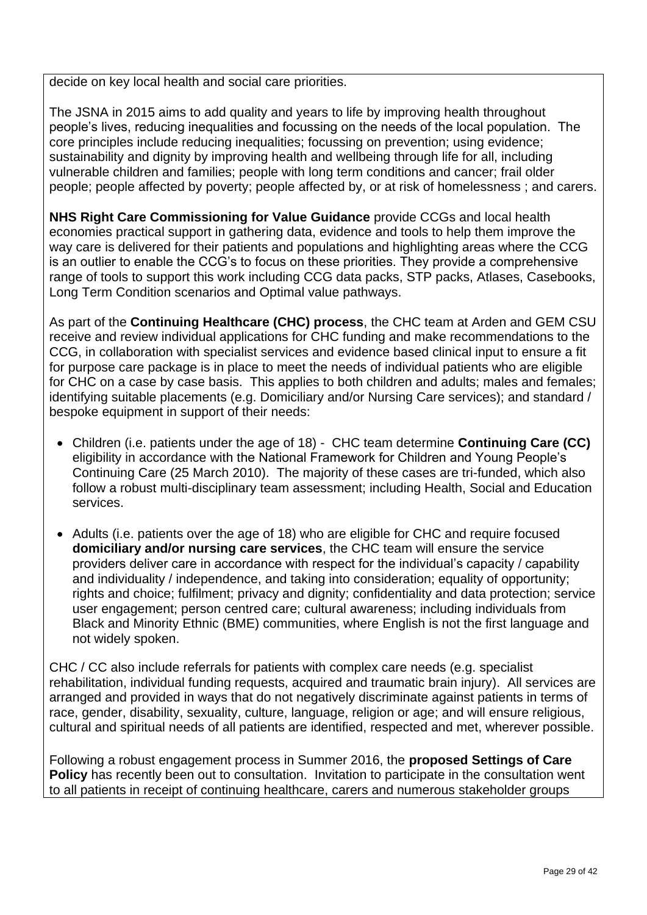decide on key local health and social care priorities.

The JSNA in 2015 aims to add quality and years to life by improving health throughout people's lives, reducing inequalities and focussing on the needs of the local population. The core principles include reducing inequalities; focussing on prevention; using evidence; sustainability and dignity by improving health and wellbeing through life for all, including vulnerable children and families; people with long term conditions and cancer; frail older people; people affected by poverty; people affected by, or at risk of homelessness ; and carers.

**NHS Right Care Commissioning for Value Guidance** provide CCGs and local health economies practical support in gathering data, evidence and tools to help them improve the way care is delivered for their patients and populations and highlighting areas where the CCG is an outlier to enable the CCG's to focus on these priorities. They provide a comprehensive range of tools to support this work including CCG data packs, STP packs, Atlases, Casebooks, Long Term Condition scenarios and Optimal value pathways.

As part of the **Continuing Healthcare (CHC) process**, the CHC team at Arden and GEM CSU receive and review individual applications for CHC funding and make recommendations to the CCG, in collaboration with specialist services and evidence based clinical input to ensure a fit for purpose care package is in place to meet the needs of individual patients who are eligible for CHC on a case by case basis. This applies to both children and adults; males and females; identifying suitable placements (e.g. Domiciliary and/or Nursing Care services); and standard / bespoke equipment in support of their needs:

- Children (i.e. patients under the age of 18) - CHC team determine **Continuing Care (CC)** eligibility in accordance with the National Framework for Children and Young People's Continuing Care (25 March 2010). The majority of these cases are tri-funded, which also follow a robust multi-disciplinary team assessment; including Health, Social and Education services.
- Adults (i.e. patients over the age of 18) who are eligible for CHC and require focused **domiciliary and/or nursing care services**, the CHC team will ensure the service providers deliver care in accordance with respect for the individual's capacity / capability and individuality / independence, and taking into consideration; equality of opportunity; rights and choice; fulfilment; privacy and dignity; confidentiality and data protection; service user engagement; person centred care; cultural awareness; including individuals from Black and Minority Ethnic (BME) communities, where English is not the first language and not widely spoken.

CHC / CC also include referrals for patients with complex care needs (e.g. specialist rehabilitation, individual funding requests, acquired and traumatic brain injury). All services are arranged and provided in ways that do not negatively discriminate against patients in terms of race, gender, disability, sexuality, culture, language, religion or age; and will ensure religious, cultural and spiritual needs of all patients are identified, respected and met, wherever possible.

Following a robust engagement process in Summer 2016, the **proposed Settings of Care Policy** has recently been out to consultation. Invitation to participate in the consultation went to all patients in receipt of continuing healthcare, carers and numerous stakeholder groups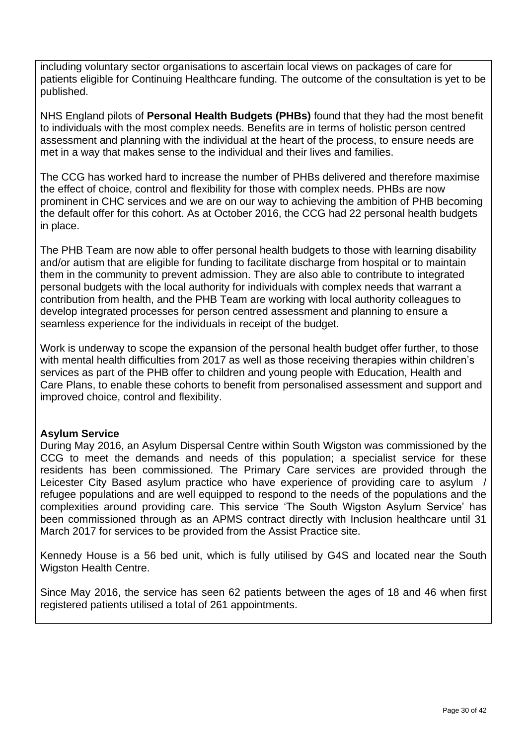including voluntary sector organisations to ascertain local views on packages of care for patients eligible for Continuing Healthcare funding. The outcome of the consultation is yet to be published.

NHS England pilots of **Personal Health Budgets (PHBs)** found that they had the most benefit to individuals with the most complex needs. Benefits are in terms of holistic person centred assessment and planning with the individual at the heart of the process, to ensure needs are met in a way that makes sense to the individual and their lives and families.

The CCG has worked hard to increase the number of PHBs delivered and therefore maximise the effect of choice, control and flexibility for those with complex needs. PHBs are now prominent in CHC services and we are on our way to achieving the ambition of PHB becoming the default offer for this cohort. As at October 2016, the CCG had 22 personal health budgets in place.

The PHB Team are now able to offer personal health budgets to those with learning disability and/or autism that are eligible for funding to facilitate discharge from hospital or to maintain them in the community to prevent admission. They are also able to contribute to integrated personal budgets with the local authority for individuals with complex needs that warrant a contribution from health, and the PHB Team are working with local authority colleagues to develop integrated processes for person centred assessment and planning to ensure a seamless experience for the individuals in receipt of the budget.

Work is underway to scope the expansion of the personal health budget offer further, to those with mental health difficulties from 2017 as well as those receiving therapies within children's services as part of the PHB offer to children and young people with Education, Health and Care Plans, to enable these cohorts to benefit from personalised assessment and support and improved choice, control and flexibility.

**Asylum Service**

During May 2016, an Asylum Dispersal Centre within South Wigston was commissioned by the CCG to meet the demands and needs of this population; a specialist service for these residents has been commissioned. The Primary Care services are provided through the Leicester City Based asylum practice who have experience of providing care to asylum / refugee populations and are well equipped to respond to the needs of the populations and the complexities around providing care. This service 'The South Wigston Asylum Service' has been commissioned through as an APMS contract directly with Inclusion healthcare until 31 March 2017 for services to be provided from the Assist Practice site.

Kennedy House is a 56 bed unit, which is fully utilised by G4S and located near the South Wigston Health Centre.

Since May 2016, the service has seen 62 patients between the ages of 18 and 46 when first registered patients utilised a total of 261 appointments.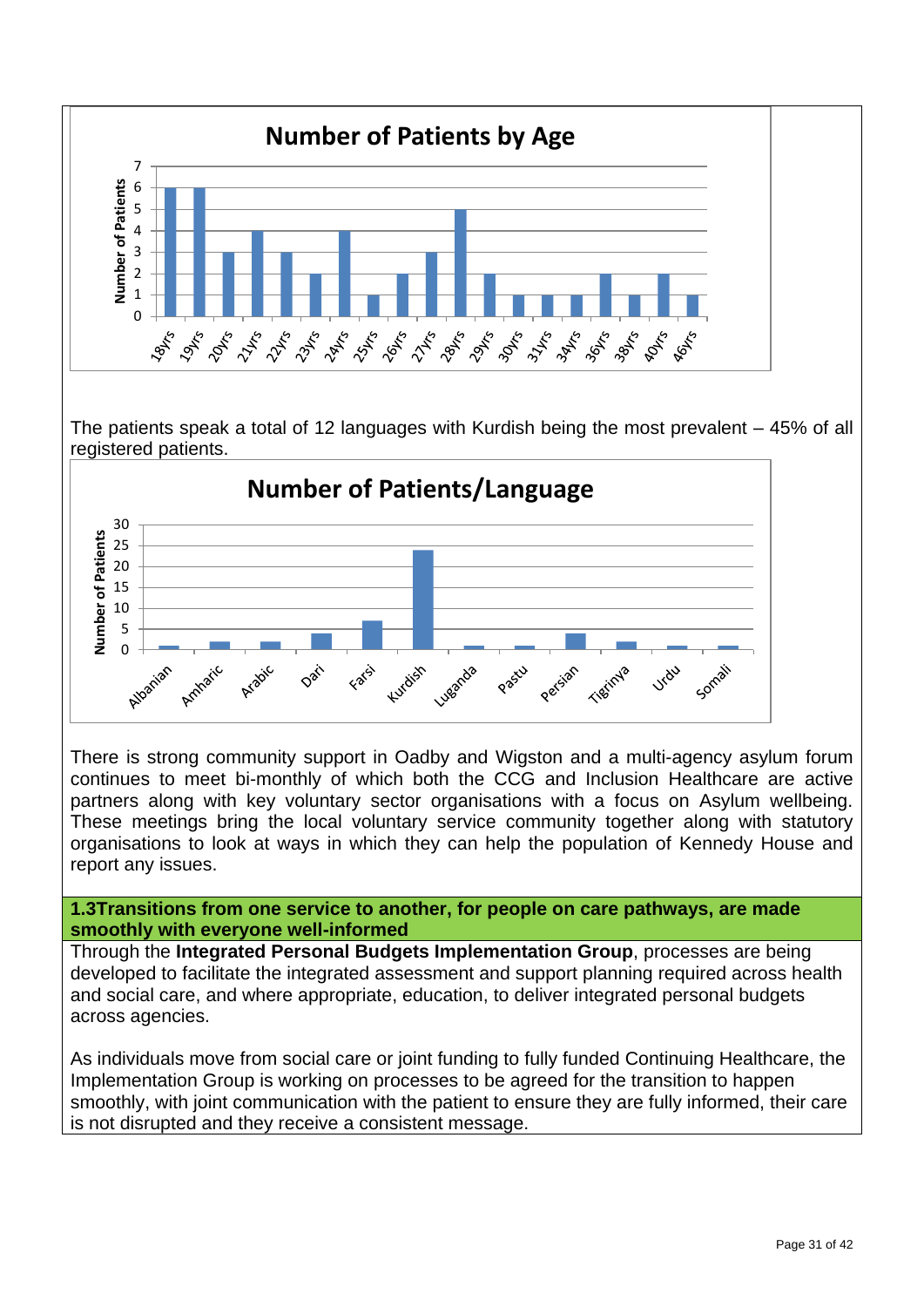**Number of Patients by Age**

| Age | Number of Patients |
|---|---|
| 18yrs | 6 |
| 19yrs | 6 |
| 20yrs | 3 |
| 21yrs | 4 |
| 22yrs | 3 |
| 23yrs | 2 |
| 24yrs | 4 |
| 25yrs | 1 |
| 26yrs | 2 |
| 27yrs | 3 |
| 28yrs | 5 |
| 29yrs | 2 |
| 30yrs | 1 |
| 31yrs | 1 |
| 34yrs | 1 |
| 36yrs | 2 |
| 38yrs | 1 |
| 40yrs | 2 |
| 46yrs | 1 |

The patients speak a total of 12 languages with Kurdish being the most prevalent – 45% of all registered patients.

**Number of Patients/Language**

| Language | Number of Patients |
|---|---|
| Albanian | 1 |
| Amharic | 2 |
| Arabic | 2 |
| Dari | 4 |
| Farsi | 7 |
| Kurdish | 24 |
| Luganda | 1 |
| Pastu | 1 |
| Persian | 4 |
| Tigrinya | 2 |
| Urdu | 1 |
| Somali | 1 |

There is strong community support in Oadby and Wigston and a multi-agency asylum forum continues to meet bi-monthly of which both the CCG and Inclusion Healthcare are active partners along with key voluntary sector organisations with a focus on Asylum wellbeing. These meetings bring the local voluntary service community together along with statutory organisations to look at ways in which they can help the population of Kennedy House and report any issues.

### 1.3Transitions from one service to another, for people on care pathways, are made smoothly with everyone well-informed

Through the **Integrated Personal Budgets Implementation Group**, processes are being developed to facilitate the integrated assessment and support planning required across health and social care, and where appropriate, education, to deliver integrated personal budgets across agencies.

As individuals move from social care or joint funding to fully funded Continuing Healthcare, the Implementation Group is working on processes to be agreed for the transition to happen smoothly, with joint communication with the patient to ensure they are fully informed, their care is not disrupted and they receive a consistent message.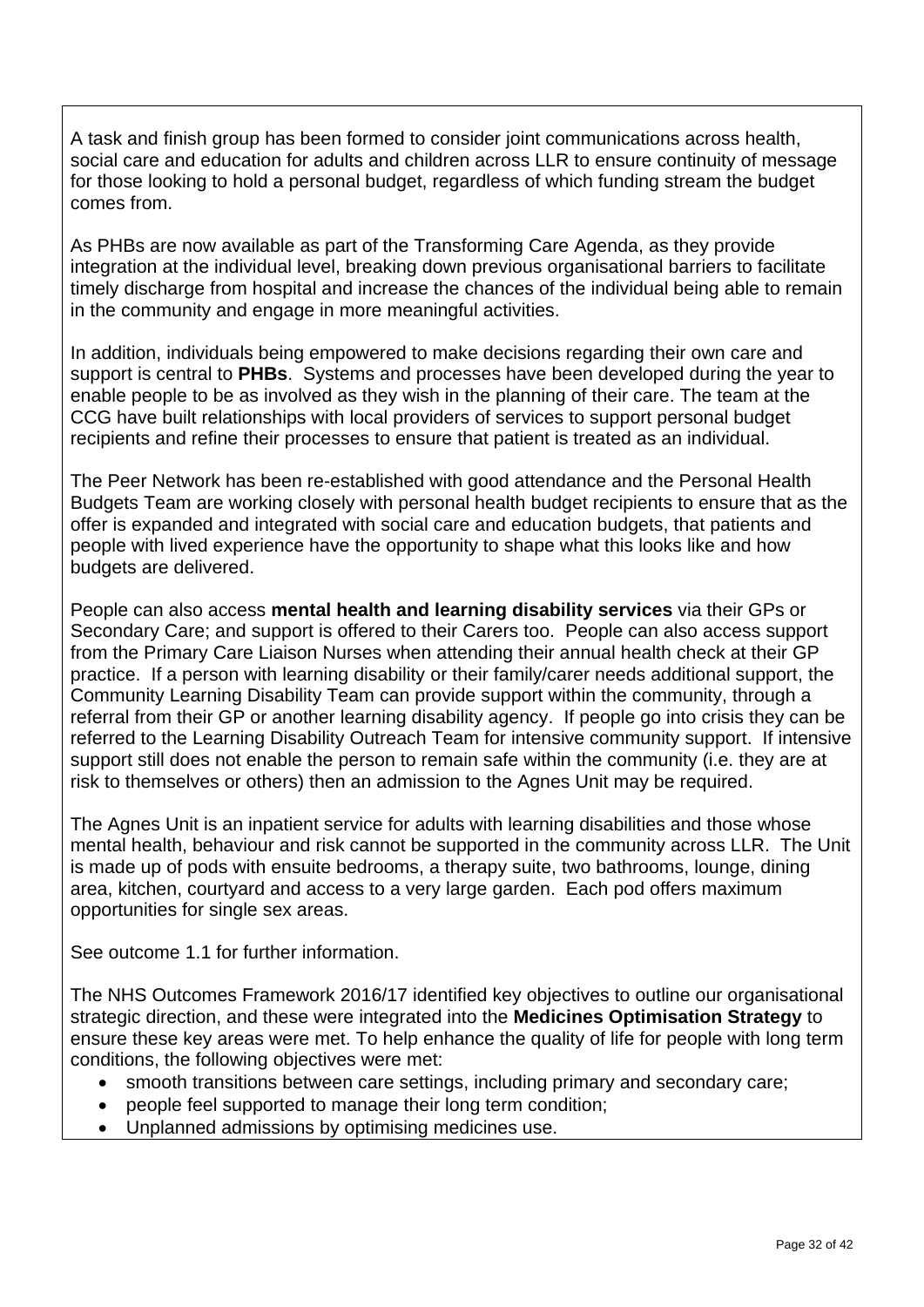A task and finish group has been formed to consider joint communications across health, social care and education for adults and children across LLR to ensure continuity of message for those looking to hold a personal budget, regardless of which funding stream the budget comes from.

As PHBs are now available as part of the Transforming Care Agenda, as they provide integration at the individual level, breaking down previous organisational barriers to facilitate timely discharge from hospital and increase the chances of the individual being able to remain in the community and engage in more meaningful activities.

In addition, individuals being empowered to make decisions regarding their own care and support is central to **PHBs**. Systems and processes have been developed during the year to enable people to be as involved as they wish in the planning of their care. The team at the CCG have built relationships with local providers of services to support personal budget recipients and refine their processes to ensure that patient is treated as an individual.

The Peer Network has been re-established with good attendance and the Personal Health Budgets Team are working closely with personal health budget recipients to ensure that as the offer is expanded and integrated with social care and education budgets, that patients and people with lived experience have the opportunity to shape what this looks like and how budgets are delivered.

People can also access **mental health and learning disability services** via their GPs or Secondary Care; and support is offered to their Carers too. People can also access support from the Primary Care Liaison Nurses when attending their annual health check at their GP practice. If a person with learning disability or their family/carer needs additional support, the Community Learning Disability Team can provide support within the community, through a referral from their GP or another learning disability agency. If people go into crisis they can be referred to the Learning Disability Outreach Team for intensive community support. If intensive support still does not enable the person to remain safe within the community (i.e. they are at risk to themselves or others) then an admission to the Agnes Unit may be required.

The Agnes Unit is an inpatient service for adults with learning disabilities and those whose mental health, behaviour and risk cannot be supported in the community across LLR. The Unit is made up of pods with ensuite bedrooms, a therapy suite, two bathrooms, lounge, dining area, kitchen, courtyard and access to a very large garden. Each pod offers maximum opportunities for single sex areas.

See outcome 1.1 for further information.

The NHS Outcomes Framework 2016/17 identified key objectives to outline our organisational strategic direction, and these were integrated into the **Medicines Optimisation Strategy** to ensure these key areas were met. To help enhance the quality of life for people with long term conditions, the following objectives were met:

- smooth transitions between care settings, including primary and secondary care;
- people feel supported to manage their long term condition;
- Unplanned admissions by optimising medicines use.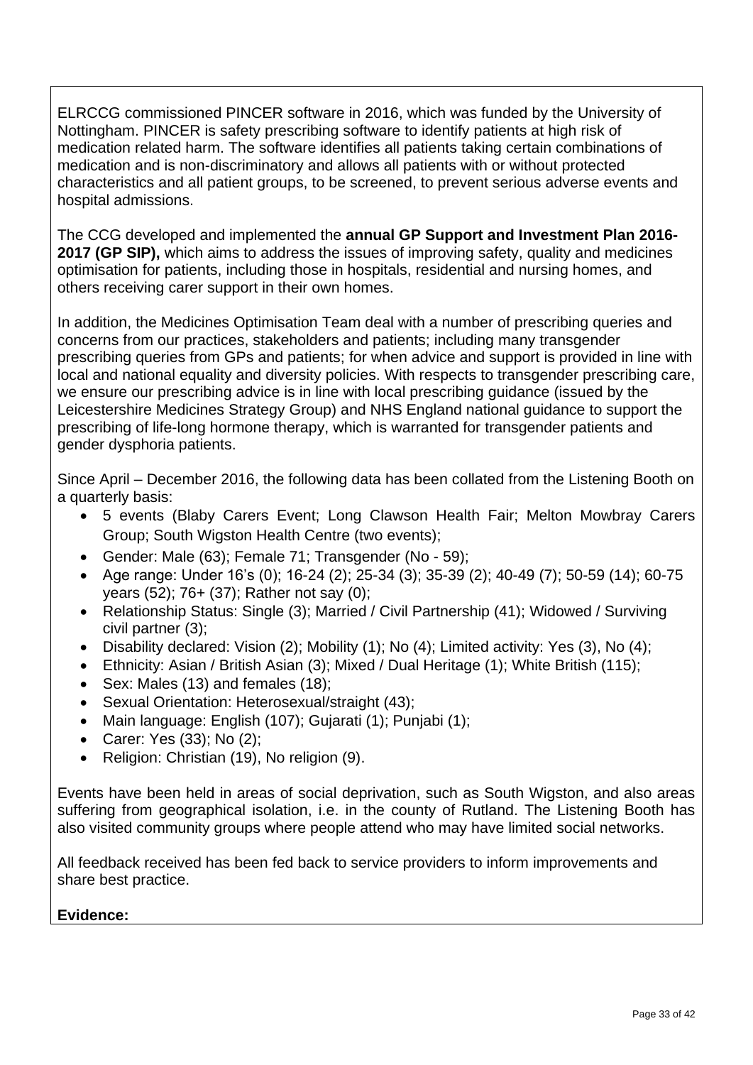ELRCCG commissioned PINCER software in 2016, which was funded by the University of Nottingham. PINCER is safety prescribing software to identify patients at high risk of medication related harm. The software identifies all patients taking certain combinations of medication and is non-discriminatory and allows all patients with or without protected characteristics and all patient groups, to be screened, to prevent serious adverse events and hospital admissions.

The CCG developed and implemented the **annual GP Support and Investment Plan 2016-2017 (GP SIP),** which aims to address the issues of improving safety, quality and medicines optimisation for patients, including those in hospitals, residential and nursing homes, and others receiving carer support in their own homes.

In addition, the Medicines Optimisation Team deal with a number of prescribing queries and concerns from our practices, stakeholders and patients; including many transgender prescribing queries from GPs and patients; for when advice and support is provided in line with local and national equality and diversity policies. With respects to transgender prescribing care, we ensure our prescribing advice is in line with local prescribing guidance (issued by the Leicestershire Medicines Strategy Group) and NHS England national guidance to support the prescribing of life-long hormone therapy, which is warranted for transgender patients and gender dysphoria patients.

Since April – December 2016, the following data has been collated from the Listening Booth on a quarterly basis:

- 5 events (Blaby Carers Event; Long Clawson Health Fair; Melton Mowbray Carers Group; South Wigston Health Centre (two events);
- Gender: Male (63); Female 71; Transgender (No - 59);
- Age range: Under 16's (0); 16-24 (2); 25-34 (3); 35-39 (2); 40-49 (7); 50-59 (14); 60-75 years (52); 76+ (37); Rather not say (0);
- Relationship Status: Single (3); Married / Civil Partnership (41); Widowed / Surviving civil partner (3);
- Disability declared: Vision (2); Mobility (1); No (4); Limited activity: Yes (3), No (4);
- Ethnicity: Asian / British Asian (3); Mixed / Dual Heritage (1); White British (115);
- Sex: Males (13) and females (18);
- Sexual Orientation: Heterosexual/straight (43);
- Main language: English (107); Gujarati (1); Punjabi (1);
- Carer: Yes (33); No (2);
- Religion: Christian (19), No religion (9).

Events have been held in areas of social deprivation, such as South Wigston, and also areas suffering from geographical isolation, i.e. in the county of Rutland. The Listening Booth has also visited community groups where people attend who may have limited social networks.

All feedback received has been fed back to service providers to inform improvements and share best practice.

**Evidence:**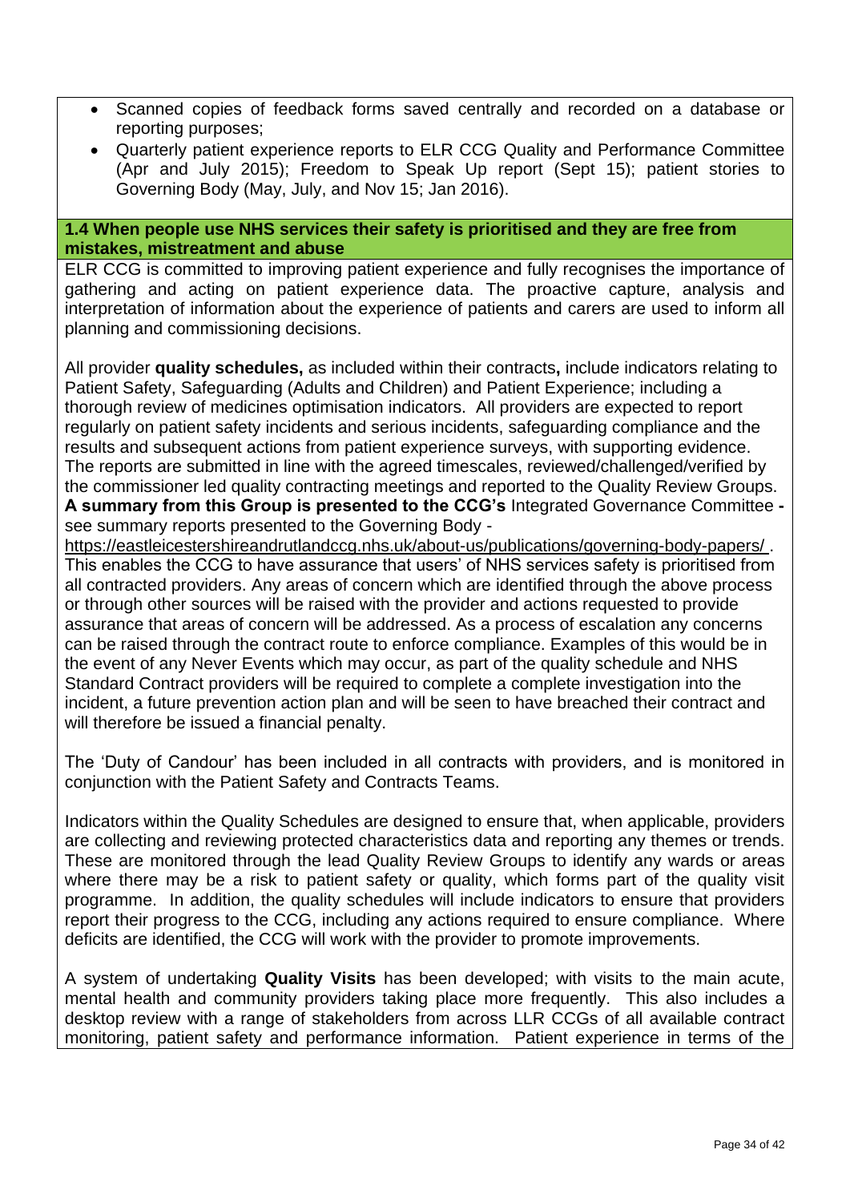- Scanned copies of feedback forms saved centrally and recorded on a database or reporting purposes;
- Quarterly patient experience reports to ELR CCG Quality and Performance Committee (Apr and July 2015); Freedom to Speak Up report (Sept 15); patient stories to Governing Body (May, July, and Nov 15; Jan 2016).

**1.4 When people use NHS services their safety is prioritised and they are free from mistakes, mistreatment and abuse**

ELR CCG is committed to improving patient experience and fully recognises the importance of gathering and acting on patient experience data. The proactive capture, analysis and interpretation of information about the experience of patients and carers are used to inform all planning and commissioning decisions.

All provider **quality schedules,** as included within their contracts**,** include indicators relating to Patient Safety, Safeguarding (Adults and Children) and Patient Experience; including a thorough review of medicines optimisation indicators. All providers are expected to report regularly on patient safety incidents and serious incidents, safeguarding compliance and the results and subsequent actions from patient experience surveys, with supporting evidence. The reports are submitted in line with the agreed timescales, reviewed/challenged/verified by the commissioner led quality contracting meetings and reported to the Quality Review Groups. **A summary from this Group is presented to the CCG's** Integrated Governance Committee **-** see summary reports presented to the Governing Body - https://eastleicestershireandrutlandccg.nhs.uk/about-us/publications/governing-body-papers/ . This enables the CCG to have assurance that users' of NHS services safety is prioritised from all contracted providers. Any areas of concern which are identified through the above process or through other sources will be raised with the provider and actions requested to provide assurance that areas of concern will be addressed. As a process of escalation any concerns can be raised through the contract route to enforce compliance. Examples of this would be in the event of any Never Events which may occur, as part of the quality schedule and NHS Standard Contract providers will be required to complete a complete investigation into the incident, a future prevention action plan and will be seen to have breached their contract and will therefore be issued a financial penalty.

The 'Duty of Candour' has been included in all contracts with providers, and is monitored in conjunction with the Patient Safety and Contracts Teams.

Indicators within the Quality Schedules are designed to ensure that, when applicable, providers are collecting and reviewing protected characteristics data and reporting any themes or trends. These are monitored through the lead Quality Review Groups to identify any wards or areas where there may be a risk to patient safety or quality, which forms part of the quality visit programme. In addition, the quality schedules will include indicators to ensure that providers report their progress to the CCG, including any actions required to ensure compliance. Where deficits are identified, the CCG will work with the provider to promote improvements.

A system of undertaking **Quality Visits** has been developed; with visits to the main acute, mental health and community providers taking place more frequently. This also includes a desktop review with a range of stakeholders from across LLR CCGs of all available contract monitoring, patient safety and performance information. Patient experience in terms of the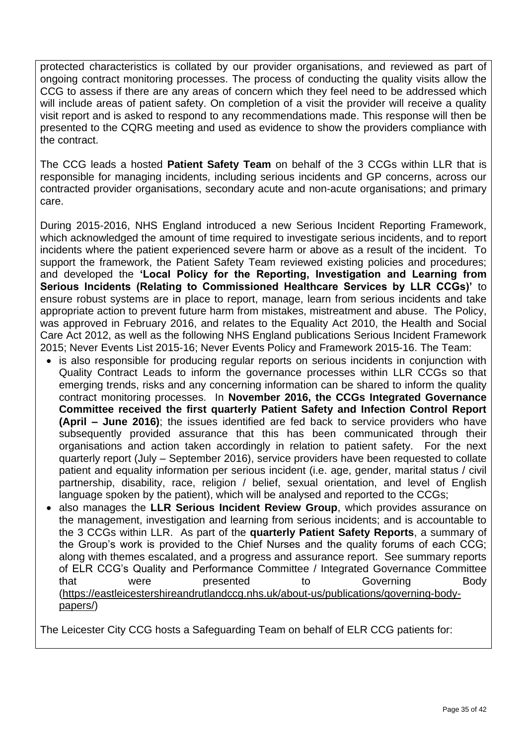protected characteristics is collated by our provider organisations, and reviewed as part of ongoing contract monitoring processes. The process of conducting the quality visits allow the CCG to assess if there are any areas of concern which they feel need to be addressed which will include areas of patient safety. On completion of a visit the provider will receive a quality visit report and is asked to respond to any recommendations made. This response will then be presented to the CQRG meeting and used as evidence to show the providers compliance with the contract.

The CCG leads a hosted **Patient Safety Team** on behalf of the 3 CCGs within LLR that is responsible for managing incidents, including serious incidents and GP concerns, across our contracted provider organisations, secondary acute and non-acute organisations; and primary care.

During 2015-2016, NHS England introduced a new Serious Incident Reporting Framework, which acknowledged the amount of time required to investigate serious incidents, and to report incidents where the patient experienced severe harm or above as a result of the incident. To support the framework, the Patient Safety Team reviewed existing policies and procedures; and developed the **'Local Policy for the Reporting, Investigation and Learning from Serious Incidents (Relating to Commissioned Healthcare Services by LLR CCGs)'** to ensure robust systems are in place to report, manage, learn from serious incidents and take appropriate action to prevent future harm from mistakes, mistreatment and abuse. The Policy, was approved in February 2016, and relates to the Equality Act 2010, the Health and Social Care Act 2012, as well as the following NHS England publications Serious Incident Framework 2015; Never Events List 2015-16; Never Events Policy and Framework 2015-16. The Team:

- is also responsible for producing regular reports on serious incidents in conjunction with Quality Contract Leads to inform the governance processes within LLR CCGs so that emerging trends, risks and any concerning information can be shared to inform the quality contract monitoring processes. In **November 2016, the CCGs Integrated Governance Committee received the first quarterly Patient Safety and Infection Control Report (April – June 2016)**; the issues identified are fed back to service providers who have subsequently provided assurance that this has been communicated through their organisations and action taken accordingly in relation to patient safety. For the next quarterly report (July – September 2016), service providers have been requested to collate patient and equality information per serious incident (i.e. age, gender, marital status / civil partnership, disability, race, religion / belief, sexual orientation, and level of English language spoken by the patient), which will be analysed and reported to the CCGs;
- also manages the **LLR Serious Incident Review Group**, which provides assurance on the management, investigation and learning from serious incidents; and is accountable to the 3 CCGs within LLR. As part of the **quarterly Patient Safety Reports**, a summary of the Group's work is provided to the Chief Nurses and the quality forums of each CCG; along with themes escalated, and a progress and assurance report. See summary reports of ELR CCG's Quality and Performance Committee / Integrated Governance Committee that were presented to Governing Body (https://eastleicestershireandrutlandccg.nhs.uk/about-us/publications/governing-body-papers/)

The Leicester City CCG hosts a Safeguarding Team on behalf of ELR CCG patients for: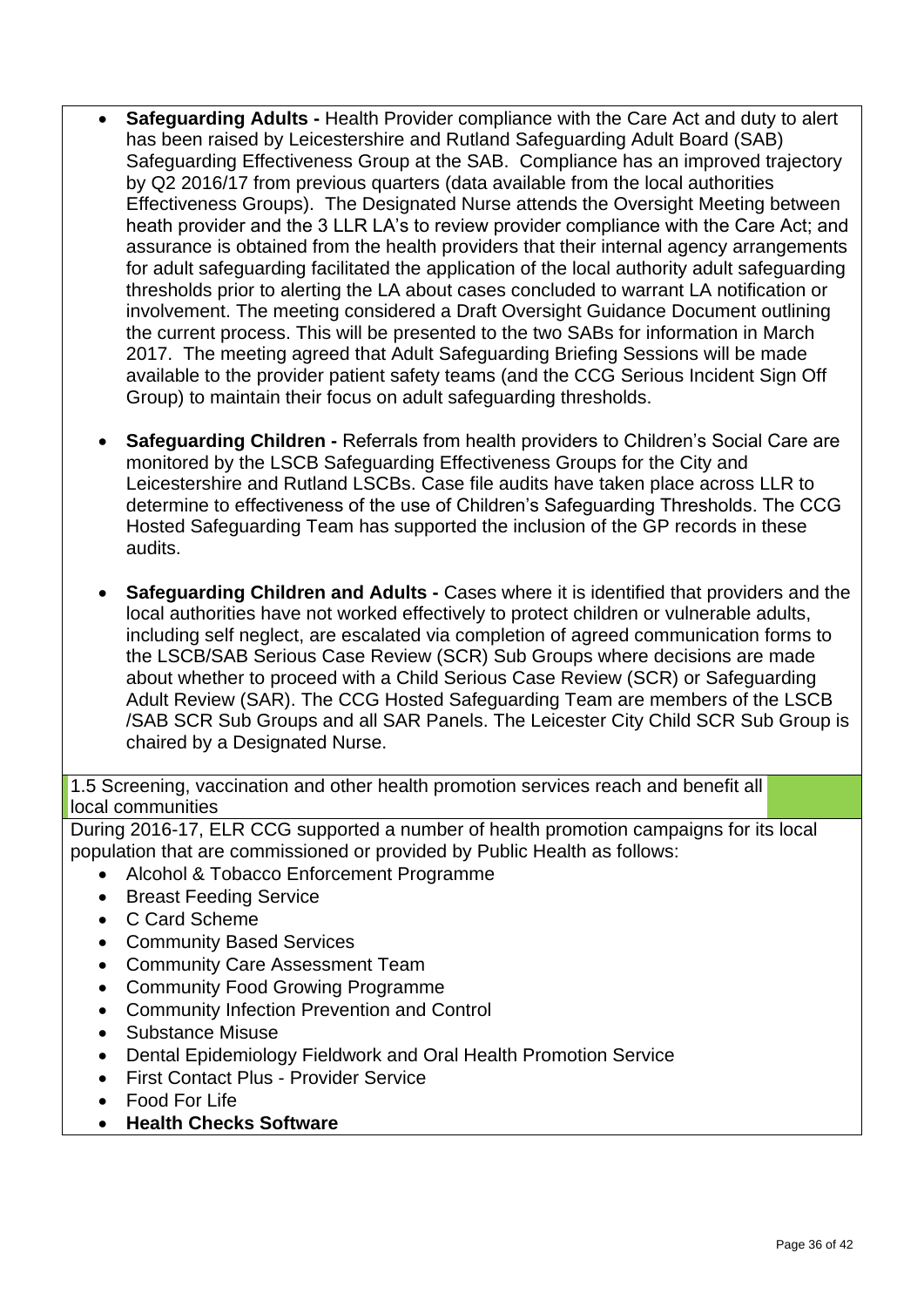- **Safeguarding Adults -** Health Provider compliance with the Care Act and duty to alert has been raised by Leicestershire and Rutland Safeguarding Adult Board (SAB) Safeguarding Effectiveness Group at the SAB. Compliance has an improved trajectory by Q2 2016/17 from previous quarters (data available from the local authorities Effectiveness Groups). The Designated Nurse attends the Oversight Meeting between heath provider and the 3 LLR LA's to review provider compliance with the Care Act; and assurance is obtained from the health providers that their internal agency arrangements for adult safeguarding facilitated the application of the local authority adult safeguarding thresholds prior to alerting the LA about cases concluded to warrant LA notification or involvement. The meeting considered a Draft Oversight Guidance Document outlining the current process. This will be presented to the two SABs for information in March 2017. The meeting agreed that Adult Safeguarding Briefing Sessions will be made available to the provider patient safety teams (and the CCG Serious Incident Sign Off Group) to maintain their focus on adult safeguarding thresholds.

- **Safeguarding Children -** Referrals from health providers to Children's Social Care are monitored by the LSCB Safeguarding Effectiveness Groups for the City and Leicestershire and Rutland LSCBs. Case file audits have taken place across LLR to determine to effectiveness of the use of Children's Safeguarding Thresholds. The CCG Hosted Safeguarding Team has supported the inclusion of the GP records in these audits.

- **Safeguarding Children and Adults -** Cases where it is identified that providers and the local authorities have not worked effectively to protect children or vulnerable adults, including self neglect, are escalated via completion of agreed communication forms to the LSCB/SAB Serious Case Review (SCR) Sub Groups where decisions are made about whether to proceed with a Child Serious Case Review (SCR) or Safeguarding Adult Review (SAR). The CCG Hosted Safeguarding Team are members of the LSCB /SAB SCR Sub Groups and all SAR Panels. The Leicester City Child SCR Sub Group is chaired by a Designated Nurse.

1.5 Screening, vaccination and other health promotion services reach and benefit all local communities

During 2016-17, ELR CCG supported a number of health promotion campaigns for its local population that are commissioned or provided by Public Health as follows:

- Alcohol & Tobacco Enforcement Programme
- Breast Feeding Service
- C Card Scheme
- Community Based Services
- Community Care Assessment Team
- Community Food Growing Programme
- Community Infection Prevention and Control
- Substance Misuse
- Dental Epidemiology Fieldwork and Oral Health Promotion Service
- First Contact Plus - Provider Service
- Food For Life
- **Health Checks Software**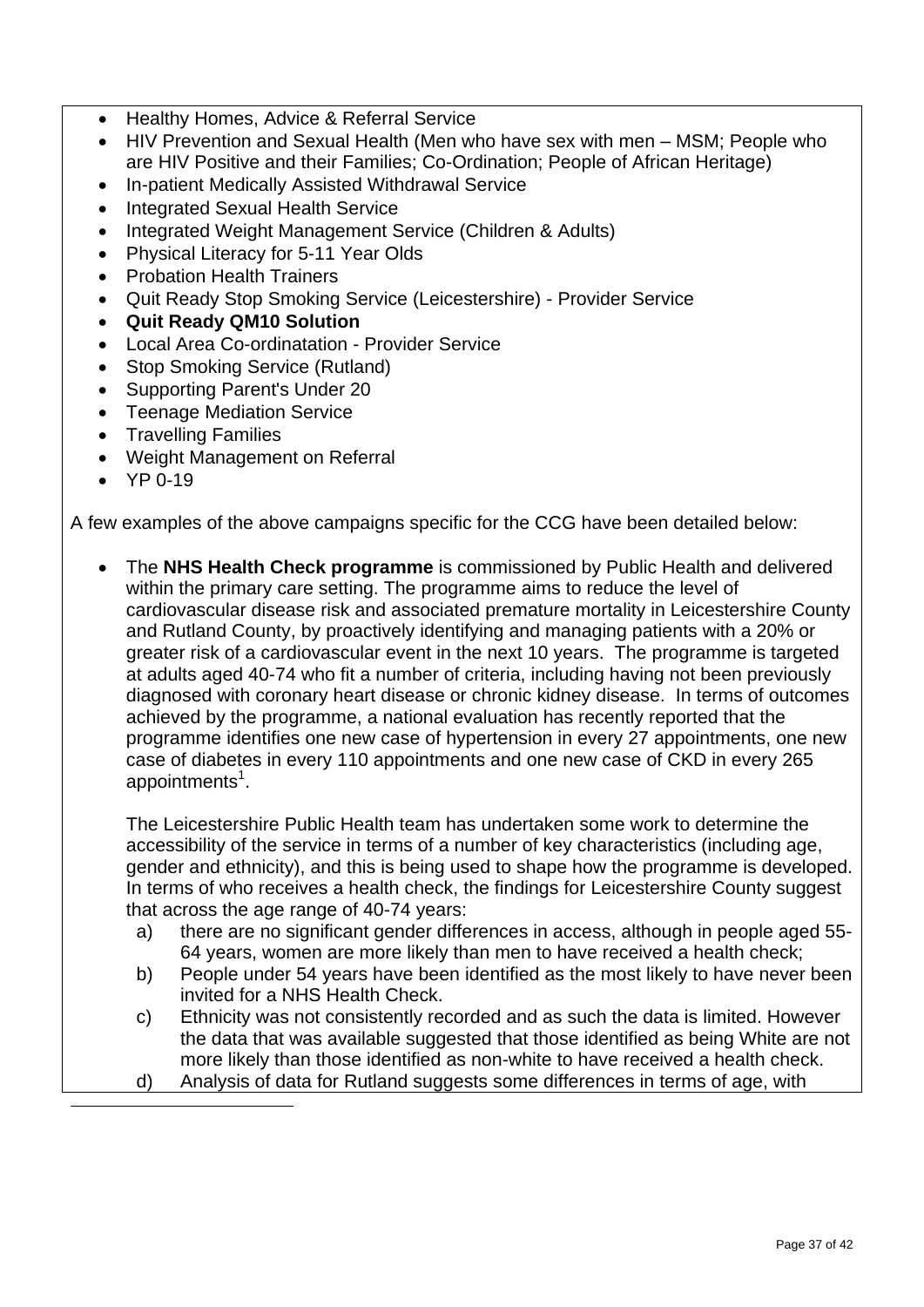- Healthy Homes, Advice & Referral Service
- HIV Prevention and Sexual Health (Men who have sex with men – MSM; People who are HIV Positive and their Families; Co-Ordination; People of African Heritage)
- In-patient Medically Assisted Withdrawal Service
- Integrated Sexual Health Service
- Integrated Weight Management Service (Children & Adults)
- Physical Literacy for 5-11 Year Olds
- Probation Health Trainers
- Quit Ready Stop Smoking Service (Leicestershire) - Provider Service
- **Quit Ready QM10 Solution**
- Local Area Co-ordinatation - Provider Service
- Stop Smoking Service (Rutland)
- Supporting Parent's Under 20
- Teenage Mediation Service
- Travelling Families
- Weight Management on Referral
- YP 0-19

A few examples of the above campaigns specific for the CCG have been detailed below:

- The **NHS Health Check programme** is commissioned by Public Health and delivered within the primary care setting. The programme aims to reduce the level of cardiovascular disease risk and associated premature mortality in Leicestershire County and Rutland County, by proactively identifying and managing patients with a 20% or greater risk of a cardiovascular event in the next 10 years. The programme is targeted at adults aged 40-74 who fit a number of criteria, including having not been previously diagnosed with coronary heart disease or chronic kidney disease. In terms of outcomes achieved by the programme, a national evaluation has recently reported that the programme identifies one new case of hypertension in every 27 appointments, one new case of diabetes in every 110 appointments and one new case of CKD in every 265 appointments[1].

  The Leicestershire Public Health team has undertaken some work to determine the accessibility of the service in terms of a number of key characteristics (including age, gender and ethnicity), and this is being used to shape how the programme is developed. In terms of who receives a health check, the findings for Leicestershire County suggest that across the age range of 40-74 years:

  a) there are no significant gender differences in access, although in people aged 55-64 years, women are more likely than men to have received a health check;
  b) People under 54 years have been identified as the most likely to have never been invited for a NHS Health Check.
  c) Ethnicity was not consistently recorded and as such the data is limited. However the data that was available suggested that those identified as being White are not more likely than those identified as non-white to have received a health check.
  d) Analysis of data for Rutland suggests some differences in terms of age, with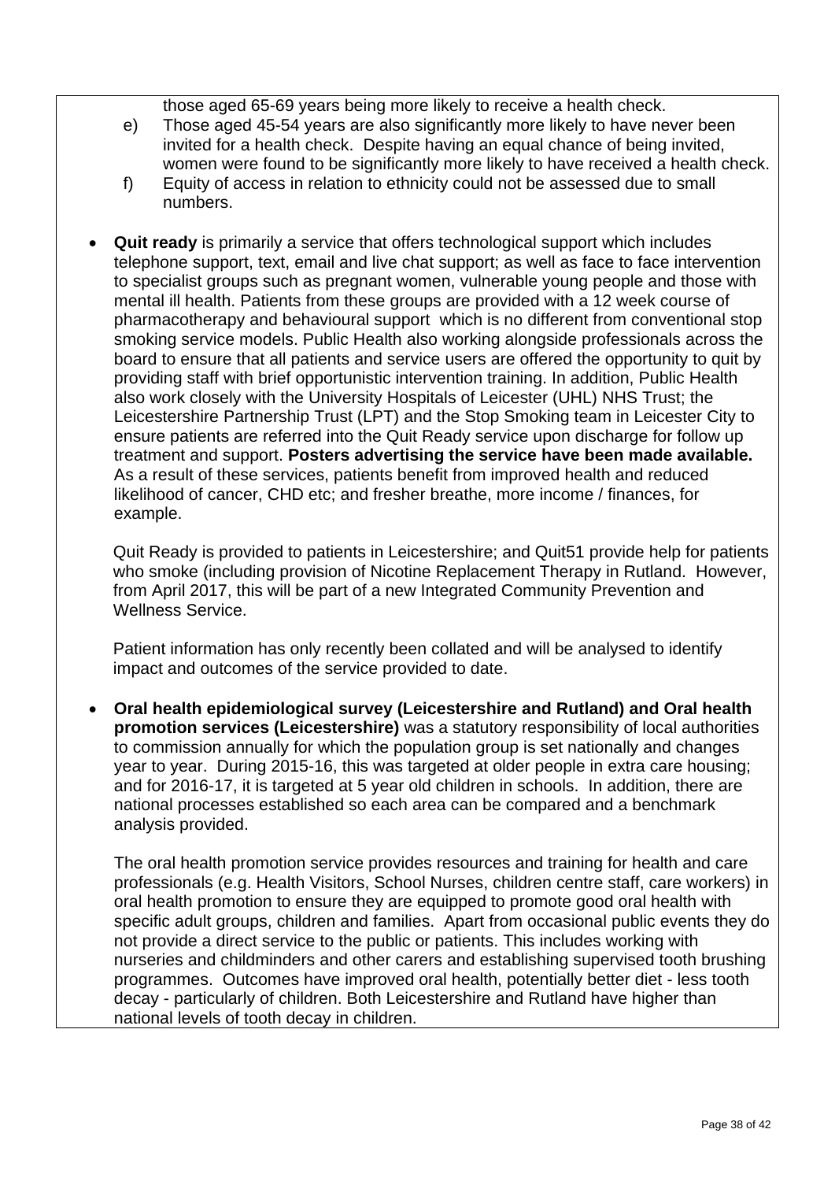those aged 65-69 years being more likely to receive a health check.

e) Those aged 45-54 years are also significantly more likely to have never been invited for a health check. Despite having an equal chance of being invited, women were found to be significantly more likely to have received a health check.

f) Equity of access in relation to ethnicity could not be assessed due to small numbers.

- **Quit ready** is primarily a service that offers technological support which includes telephone support, text, email and live chat support; as well as face to face intervention to specialist groups such as pregnant women, vulnerable young people and those with mental ill health. Patients from these groups are provided with a 12 week course of pharmacotherapy and behavioural support which is no different from conventional stop smoking service models. Public Health also working alongside professionals across the board to ensure that all patients and service users are offered the opportunity to quit by providing staff with brief opportunistic intervention training. In addition, Public Health also work closely with the University Hospitals of Leicester (UHL) NHS Trust; the Leicestershire Partnership Trust (LPT) and the Stop Smoking team in Leicester City to ensure patients are referred into the Quit Ready service upon discharge for follow up treatment and support. **Posters advertising the service have been made available.** As a result of these services, patients benefit from improved health and reduced likelihood of cancer, CHD etc; and fresher breathe, more income / finances, for example.

  Quit Ready is provided to patients in Leicestershire; and Quit51 provide help for patients who smoke (including provision of Nicotine Replacement Therapy in Rutland. However, from April 2017, this will be part of a new Integrated Community Prevention and Wellness Service.

  Patient information has only recently been collated and will be analysed to identify impact and outcomes of the service provided to date.

- **Oral health epidemiological survey (Leicestershire and Rutland) and Oral health promotion services (Leicestershire)** was a statutory responsibility of local authorities to commission annually for which the population group is set nationally and changes year to year. During 2015-16, this was targeted at older people in extra care housing; and for 2016-17, it is targeted at 5 year old children in schools. In addition, there are national processes established so each area can be compared and a benchmark analysis provided.

  The oral health promotion service provides resources and training for health and care professionals (e.g. Health Visitors, School Nurses, children centre staff, care workers) in oral health promotion to ensure they are equipped to promote good oral health with specific adult groups, children and families. Apart from occasional public events they do not provide a direct service to the public or patients. This includes working with nurseries and childminders and other carers and establishing supervised tooth brushing programmes. Outcomes have improved oral health, potentially better diet - less tooth decay - particularly of children. Both Leicestershire and Rutland have higher than national levels of tooth decay in children.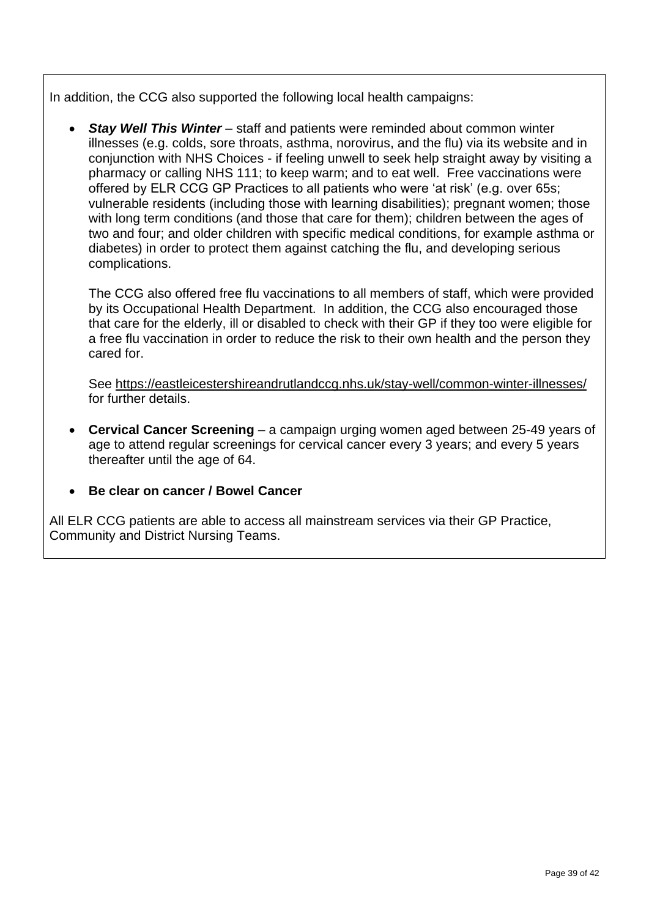In addition, the CCG also supported the following local health campaigns:

- ***Stay Well This Winter*** – staff and patients were reminded about common winter illnesses (e.g. colds, sore throats, asthma, norovirus, and the flu) via its website and in conjunction with NHS Choices - if feeling unwell to seek help straight away by visiting a pharmacy or calling NHS 111; to keep warm; and to eat well. Free vaccinations were offered by ELR CCG GP Practices to all patients who were 'at risk' (e.g. over 65s; vulnerable residents (including those with learning disabilities); pregnant women; those with long term conditions (and those that care for them); children between the ages of two and four; and older children with specific medical conditions, for example asthma or diabetes) in order to protect them against catching the flu, and developing serious complications.

  The CCG also offered free flu vaccinations to all members of staff, which were provided by its Occupational Health Department. In addition, the CCG also encouraged those that care for the elderly, ill or disabled to check with their GP if they too were eligible for a free flu vaccination in order to reduce the risk to their own health and the person they cared for.

  See https://eastleicestershireandrutlandccg.nhs.uk/stay-well/common-winter-illnesses/ for further details.

- **Cervical Cancer Screening** – a campaign urging women aged between 25-49 years of age to attend regular screenings for cervical cancer every 3 years; and every 5 years thereafter until the age of 64.

- **Be clear on cancer / Bowel Cancer**

All ELR CCG patients are able to access all mainstream services via their GP Practice, Community and District Nursing Teams.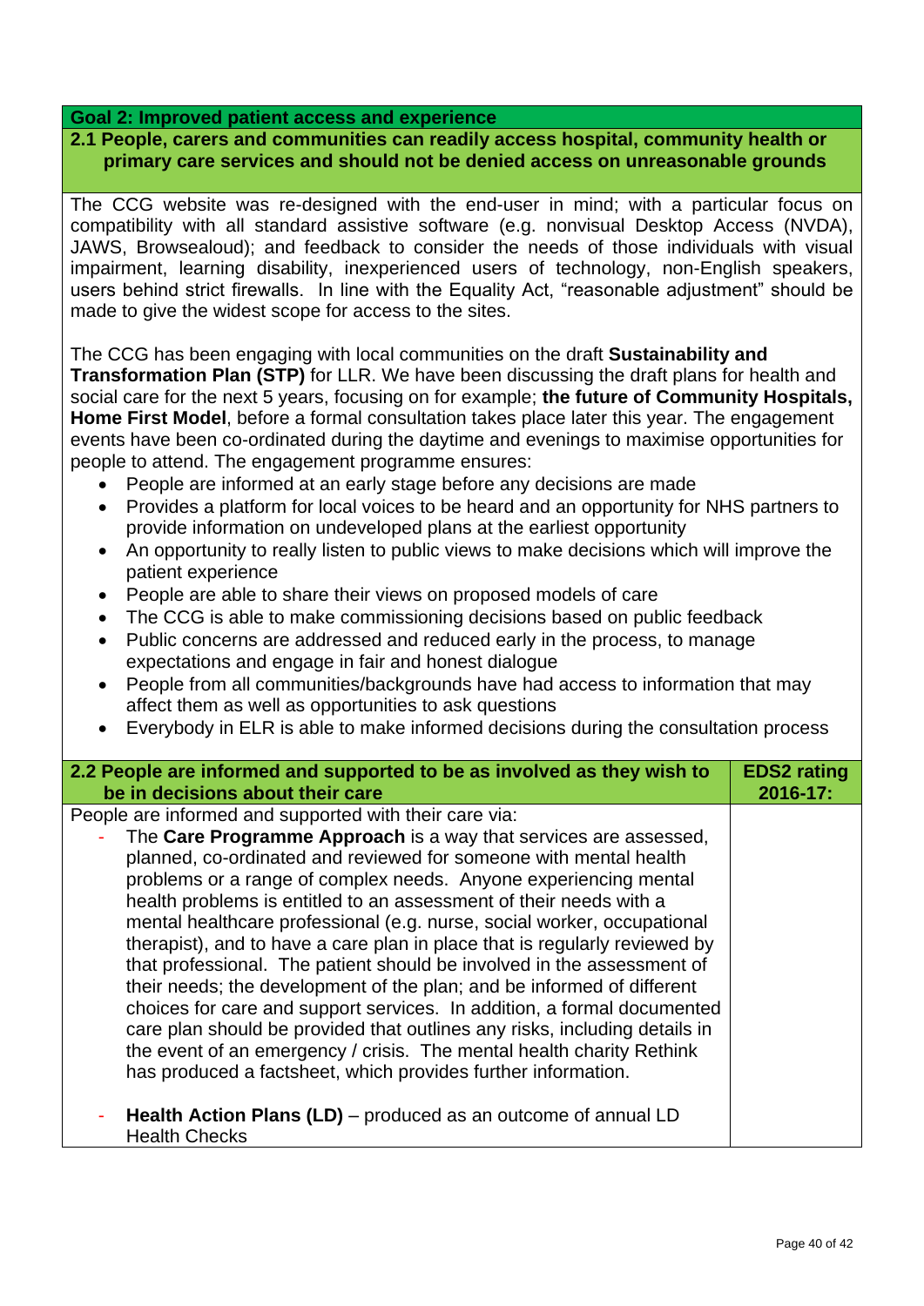**Goal 2: Improved patient access and experience**

**2.1 People, carers and communities can readily access hospital, community health or primary care services and should not be denied access on unreasonable grounds**

The CCG website was re-designed with the end-user in mind; with a particular focus on compatibility with all standard assistive software (e.g. nonvisual Desktop Access (NVDA), JAWS, Browsealoud); and feedback to consider the needs of those individuals with visual impairment, learning disability, inexperienced users of technology, non-English speakers, users behind strict firewalls. In line with the Equality Act, "reasonable adjustment" should be made to give the widest scope for access to the sites.

The CCG has been engaging with local communities on the draft **Sustainability and Transformation Plan (STP)** for LLR. We have been discussing the draft plans for health and social care for the next 5 years, focusing on for example; **the future of Community Hospitals, Home First Model**, before a formal consultation takes place later this year. The engagement events have been co-ordinated during the daytime and evenings to maximise opportunities for people to attend. The engagement programme ensures:

- People are informed at an early stage before any decisions are made
- Provides a platform for local voices to be heard and an opportunity for NHS partners to provide information on undeveloped plans at the earliest opportunity
- An opportunity to really listen to public views to make decisions which will improve the patient experience
- People are able to share their views on proposed models of care
- The CCG is able to make commissioning decisions based on public feedback
- Public concerns are addressed and reduced early in the process, to manage expectations and engage in fair and honest dialogue
- People from all communities/backgrounds have had access to information that may affect them as well as opportunities to ask questions
- Everybody in ELR is able to make informed decisions during the consultation process

| **2.2 People are informed and supported to be as involved as they wish to be in decisions about their care** | **EDS2 rating 2016-17:** |
|---|---|
| People are informed and supported with their care via:<br>- The **Care Programme Approach** is a way that services are assessed, planned, co-ordinated and reviewed for someone with mental health problems or a range of complex needs. Anyone experiencing mental health problems is entitled to an assessment of their needs with a mental healthcare professional (e.g. nurse, social worker, occupational therapist), and to have a care plan in place that is regularly reviewed by that professional. The patient should be involved in the assessment of their needs; the development of the plan; and be informed of different choices for care and support services. In addition, a formal documented care plan should be provided that outlines any risks, including details in the event of an emergency / crisis. The mental health charity Rethink has produced a factsheet, which provides further information.<br>- **Health Action Plans (LD)** – produced as an outcome of annual LD Health Checks | |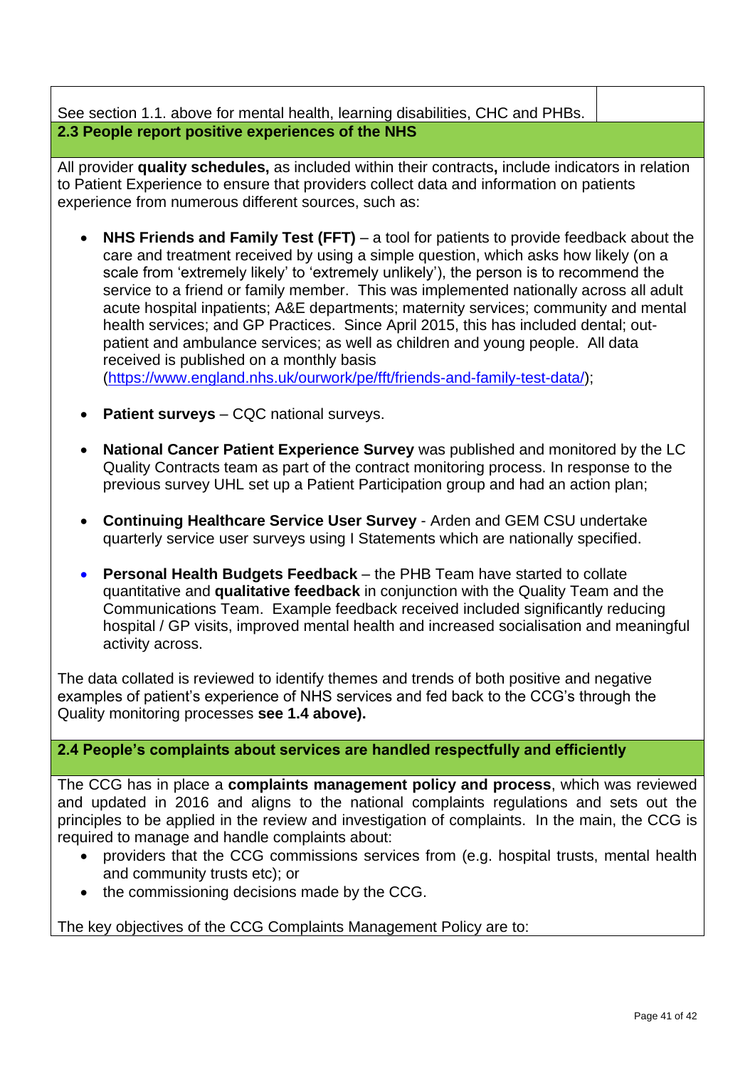See section 1.1. above for mental health, learning disabilities, CHC and PHBs.

### 2.3 People report positive experiences of the NHS

All provider **quality schedules,** as included within their contracts**,** include indicators in relation to Patient Experience to ensure that providers collect data and information on patients experience from numerous different sources, such as:

- **NHS Friends and Family Test (FFT)** – a tool for patients to provide feedback about the care and treatment received by using a simple question, which asks how likely (on a scale from 'extremely likely' to 'extremely unlikely'), the person is to recommend the service to a friend or family member. This was implemented nationally across all adult acute hospital inpatients; A&E departments; maternity services; community and mental health services; and GP Practices. Since April 2015, this has included dental; out-patient and ambulance services; as well as children and young people. All data received is published on a monthly basis (https://www.england.nhs.uk/ourwork/pe/fft/friends-and-family-test-data/);

- **Patient surveys** – CQC national surveys.

- **National Cancer Patient Experience Survey** was published and monitored by the LC Quality Contracts team as part of the contract monitoring process. In response to the previous survey UHL set up a Patient Participation group and had an action plan;

- **Continuing Healthcare Service User Survey** - Arden and GEM CSU undertake quarterly service user surveys using I Statements which are nationally specified.

- **Personal Health Budgets Feedback** – the PHB Team have started to collate quantitative and **qualitative feedback** in conjunction with the Quality Team and the Communications Team. Example feedback received included significantly reducing hospital / GP visits, improved mental health and increased socialisation and meaningful activity across.

The data collated is reviewed to identify themes and trends of both positive and negative examples of patient's experience of NHS services and fed back to the CCG's through the Quality monitoring processes **see 1.4 above).**

### 2.4 People's complaints about services are handled respectfully and efficiently

The CCG has in place a **complaints management policy and process**, which was reviewed and updated in 2016 and aligns to the national complaints regulations and sets out the principles to be applied in the review and investigation of complaints. In the main, the CCG is required to manage and handle complaints about:

- providers that the CCG commissions services from (e.g. hospital trusts, mental health and community trusts etc); or
- the commissioning decisions made by the CCG.

The key objectives of the CCG Complaints Management Policy are to: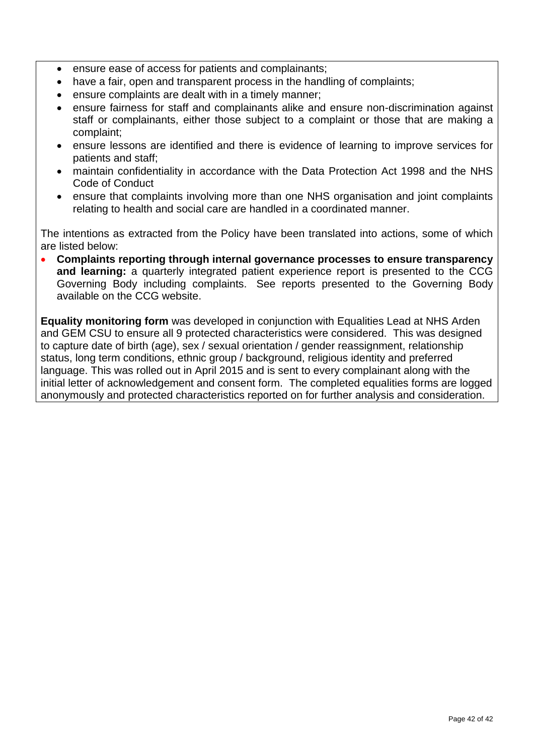- ensure ease of access for patients and complainants;
- have a fair, open and transparent process in the handling of complaints;
- ensure complaints are dealt with in a timely manner;
- ensure fairness for staff and complainants alike and ensure non-discrimination against staff or complainants, either those subject to a complaint or those that are making a complaint;
- ensure lessons are identified and there is evidence of learning to improve services for patients and staff;
- maintain confidentiality in accordance with the Data Protection Act 1998 and the NHS Code of Conduct
- ensure that complaints involving more than one NHS organisation and joint complaints relating to health and social care are handled in a coordinated manner.

The intentions as extracted from the Policy have been translated into actions, some of which are listed below:

- **Complaints reporting through internal governance processes to ensure transparency and learning:** a quarterly integrated patient experience report is presented to the CCG Governing Body including complaints. See reports presented to the Governing Body available on the CCG website.

**Equality monitoring form** was developed in conjunction with Equalities Lead at NHS Arden and GEM CSU to ensure all 9 protected characteristics were considered. This was designed to capture date of birth (age), sex / sexual orientation / gender reassignment, relationship status, long term conditions, ethnic group / background, religious identity and preferred language. This was rolled out in April 2015 and is sent to every complainant along with the initial letter of acknowledgement and consent form. The completed equalities forms are logged anonymously and protected characteristics reported on for further analysis and consideration.